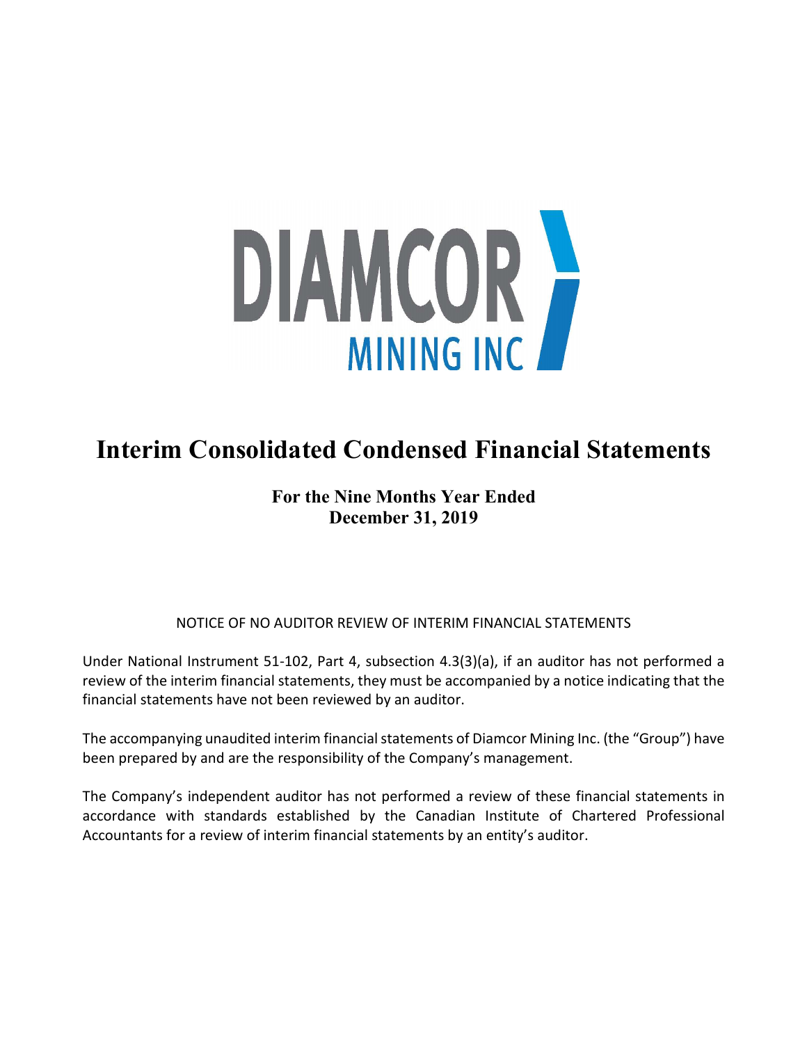DIAMCOR MINING INC

# Interim Consolidated Condensed Financial Statements

## For the Nine Months Year Ended December 31, 2019

NOTICE OF NO AUDITOR REVIEW OF INTERIM FINANCIAL STATEMENTS

Under National Instrument 51-102, Part 4, subsection 4.3(3)(a), if an auditor has not performed a review of the interim financial statements, they must be accompanied by a notice indicating that the financial statements have not been reviewed by an auditor.

The accompanying unaudited interim financial statements of Diamcor Mining Inc. (the "Group") have been prepared by and are the responsibility of the Company's management.

The Company's independent auditor has not performed a review of these financial statements in accordance with standards established by the Canadian Institute of Chartered Professional Accountants for a review of interim financial statements by an entity's auditor.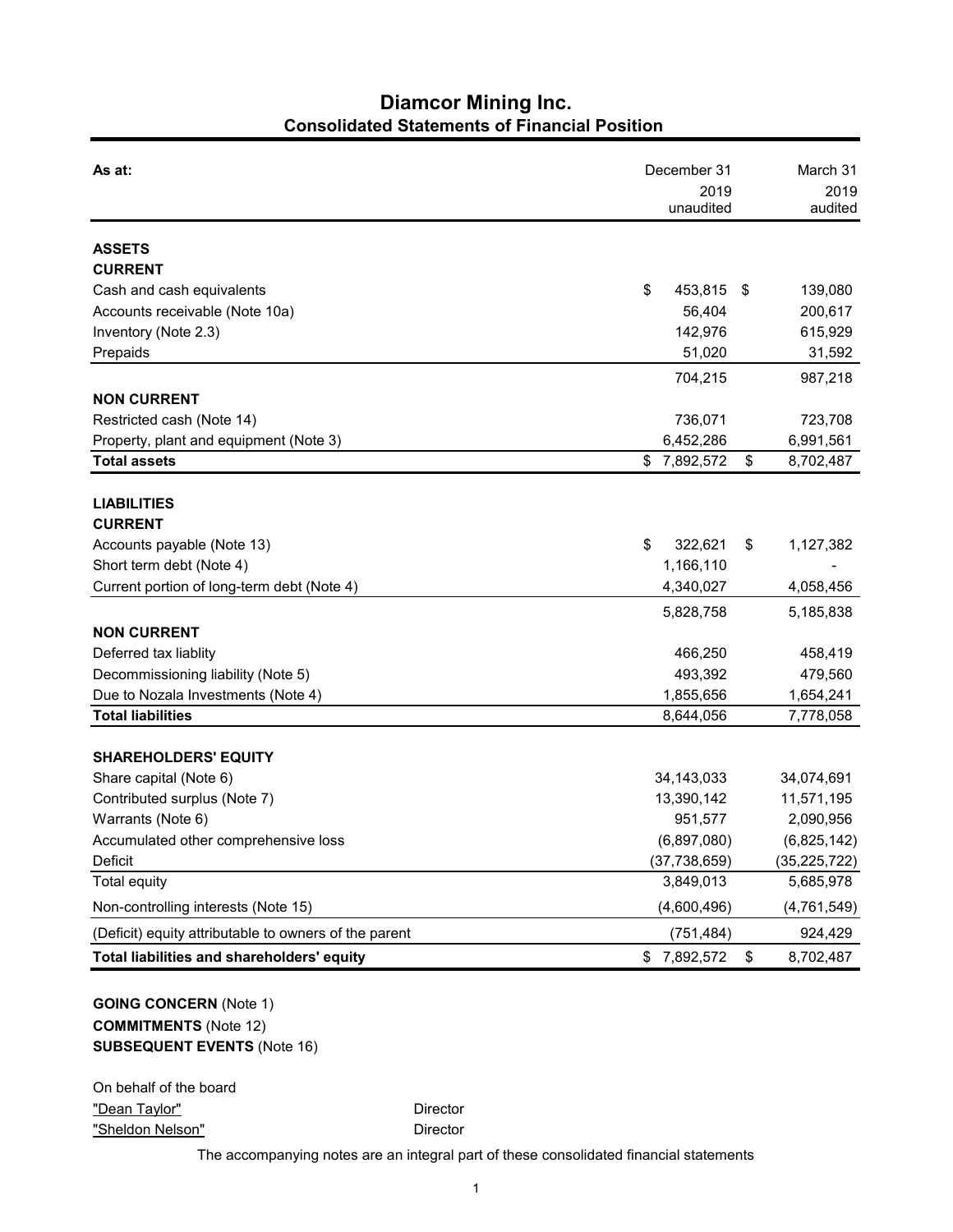# Diamcor Mining Inc.

## Consolidated Statements of Financial Position

| As at: | December 31 2019 unaudited | March 31 2019 audited |
|---|---|---|
| **ASSETS** | | |
| **CURRENT** | | |
| Cash and cash equivalents | $ 453,815 | $ 139,080 |
| Accounts receivable (Note 10a) | 56,404 | 200,617 |
| Inventory (Note 2.3) | 142,976 | 615,929 |
| Prepaids | 51,020 | 31,592 |
| | 704,215 | 987,218 |
| **NON CURRENT** | | |
| Restricted cash (Note 14) | 736,071 | 723,708 |
| Property, plant and equipment (Note 3) | 6,452,286 | 6,991,561 |
| **Total assets** | $ 7,892,572 | $ 8,702,487 |
| **LIABILITIES** | | |
| **CURRENT** | | |
| Accounts payable (Note 13) | $ 322,621 | $ 1,127,382 |
| Short term debt (Note 4) | 1,166,110 | - |
| Current portion of long-term debt (Note 4) | 4,340,027 | 4,058,456 |
| | 5,828,758 | 5,185,838 |
| **NON CURRENT** | | |
| Deferred tax liablity | 466,250 | 458,419 |
| Decommissioning liability (Note 5) | 493,392 | 479,560 |
| Due to Nozala Investments (Note 4) | 1,855,656 | 1,654,241 |
| **Total liabilities** | 8,644,056 | 7,778,058 |
| **SHAREHOLDERS' EQUITY** | | |
| Share capital (Note 6) | 34,143,033 | 34,074,691 |
| Contributed surplus (Note 7) | 13,390,142 | 11,571,195 |
| Warrants (Note 6) | 951,577 | 2,090,956 |
| Accumulated other comprehensive loss | (6,897,080) | (6,825,142) |
| Deficit | (37,738,659) | (35,225,722) |
| Total equity | 3,849,013 | 5,685,978 |
| Non-controlling interests (Note 15) | (4,600,496) | (4,761,549) |
| (Deficit) equity attributable to owners of the parent | (751,484) | 924,429 |
| **Total liabilities and shareholders' equity** | $ 7,892,572 | $ 8,702,487 |

**GOING CONCERN** (Note 1)
**COMMITMENTS** (Note 12)
**SUBSEQUENT EVENTS** (Note 16)

On behalf of the board

"Dean Taylor" Director
"Sheldon Nelson" Director

The accompanying notes are an integral part of these consolidated financial statements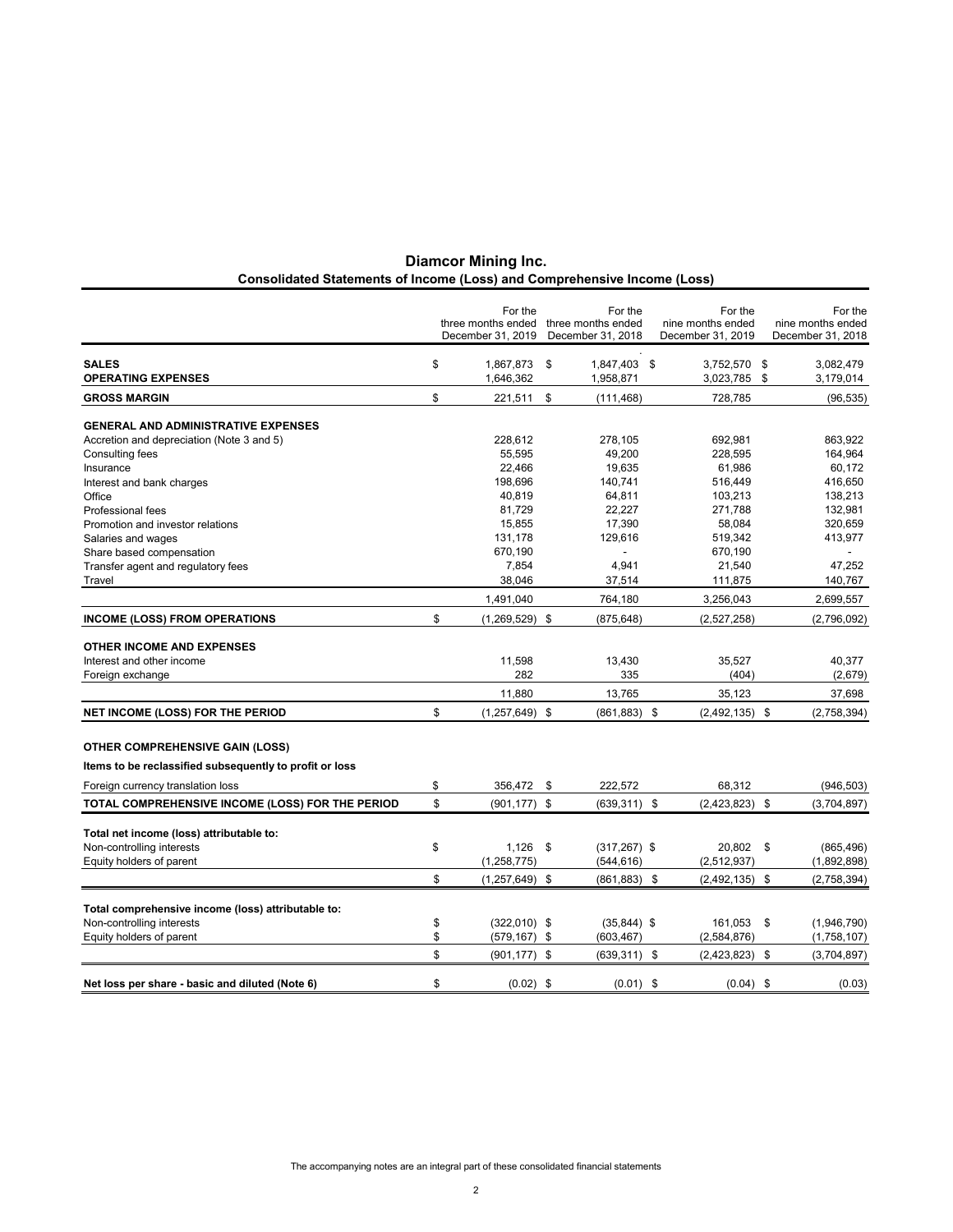# Diamcor Mining Inc.

## Consolidated Statements of Income (Loss) and Comprehensive Income (Loss)

| | For the three months ended December 31, 2019 | For the three months ended December 31, 2018 | For the nine months ended December 31, 2019 | For the nine months ended December 31, 2018 |
|---|---|---|---|---|
| **SALES** | $ 1,867,873 | $ 1,847,403 | $ 3,752,570 | $ 3,082,479 |
| **OPERATING EXPENSES** | 1,646,362 | 1,958,871 | 3,023,785 | $ 3,179,014 |
| **GROSS MARGIN** | $ 221,511 | $ (111,468) | 728,785 | (96,535) |
| **GENERAL AND ADMINISTRATIVE EXPENSES** | | | | |
| Accretion and depreciation (Note 3 and 5) | 228,612 | 278,105 | 692,981 | 863,922 |
| Consulting fees | 55,595 | 49,200 | 228,595 | 164,964 |
| Insurance | 22,466 | 19,635 | 61,986 | 60,172 |
| Interest and bank charges | 198,696 | 140,741 | 516,449 | 416,650 |
| Office | 40,819 | 64,811 | 103,213 | 138,213 |
| Professional fees | 81,729 | 22,227 | 271,788 | 132,981 |
| Promotion and investor relations | 15,855 | 17,390 | 58,084 | 320,659 |
| Salaries and wages | 131,178 | 129,616 | 519,342 | 413,977 |
| Share based compensation | 670,190 | - | 670,190 | - |
| Transfer agent and regulatory fees | 7,854 | 4,941 | 21,540 | 47,252 |
| Travel | 38,046 | 37,514 | 111,875 | 140,767 |
| | 1,491,040 | 764,180 | 3,256,043 | 2,699,557 |
| **INCOME (LOSS) FROM OPERATIONS** | $ (1,269,529) | $ (875,648) | (2,527,258) | (2,796,092) |
| **OTHER INCOME AND EXPENSES** | | | | |
| Interest and other income | 11,598 | 13,430 | 35,527 | 40,377 |
| Foreign exchange | 282 | 335 | (404) | (2,679) |
| | 11,880 | 13,765 | 35,123 | 37,698 |
| **NET INCOME (LOSS) FOR THE PERIOD** | $ (1,257,649) | $ (861,883) | $ (2,492,135) | $ (2,758,394) |
| **OTHER COMPREHENSIVE GAIN (LOSS)** | | | | |
| **Items to be reclassified subsequently to profit or loss** | | | | |
| Foreign currency translation loss | $ 356,472 | $ 222,572 | 68,312 | (946,503) |
| **TOTAL COMPREHENSIVE INCOME (LOSS) FOR THE PERIOD** | $ (901,177) | $ (639,311) | $ (2,423,823) | $ (3,704,897) |
| **Total net income (loss) attributable to:** | | | | |
| Non-controlling interests | $ 1,126 | $ (317,267) | $ 20,802 | $ (865,496) |
| Equity holders of parent | (1,258,775) | (544,616) | (2,512,937) | (1,892,898) |
| | $ (1,257,649) | $ (861,883) | $ (2,492,135) | $ (2,758,394) |
| **Total comprehensive income (loss) attributable to:** | | | | |
| Non-controlling interests | $ (322,010) | $ (35,844) | $ 161,053 | $ (1,946,790) |
| Equity holders of parent | $ (579,167) | $ (603,467) | (2,584,876) | (1,758,107) |
| | $ (901,177) | $ (639,311) | $ (2,423,823) | $ (3,704,897) |
| **Net loss per share - basic and diluted (Note 6)** | $ (0.02) | $ (0.01) | $ (0.04) | $ (0.03) |

The accompanying notes are an integral part of these consolidated financial statements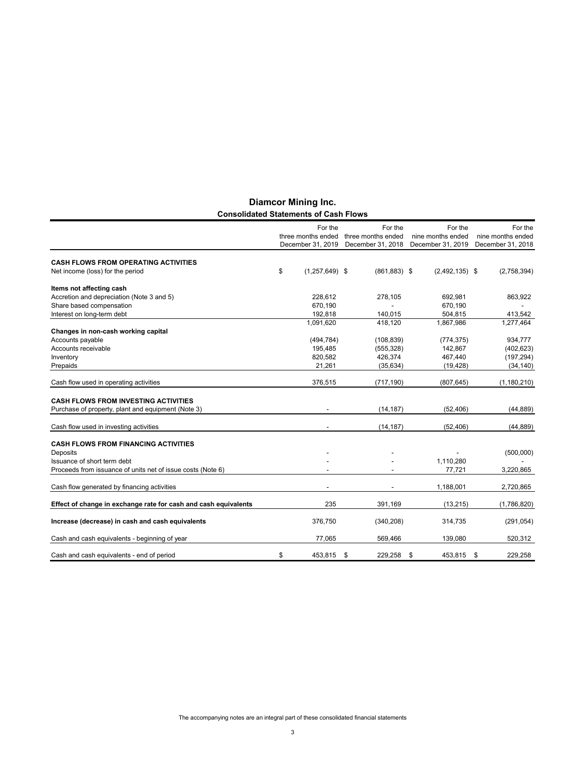# Diamcor Mining Inc.

## Consolidated Statements of Cash Flows

| | For the three months ended December 31, 2019 | For the three months ended December 31, 2018 | For the nine months ended December 31, 2019 | For the nine months ended December 31, 2018 |
|---|---|---|---|---|
| **CASH FLOWS FROM OPERATING ACTIVITIES** | | | | |
| Net income (loss) for the period | $ (1,257,649) | $ (861,883) | $ (2,492,135) | $ (2,758,394) |
| **Items not affecting cash** | | | | |
| Accretion and depreciation (Note 3 and 5) | 228,612 | 278,105 | 692,981 | 863,922 |
| Share based compensation | 670,190 | - | 670,190 | - |
| Interest on long-term debt | 192,818 | 140,015 | 504,815 | 413,542 |
| | 1,091,620 | 418,120 | 1,867,986 | 1,277,464 |
| **Changes in non-cash working capital** | | | | |
| Accounts payable | (494,784) | (108,839) | (774,375) | 934,777 |
| Accounts receivable | 195,485 | (555,328) | 142,867 | (402,623) |
| Inventory | 820,582 | 426,374 | 467,440 | (197,294) |
| Prepaids | 21,261 | (35,634) | (19,428) | (34,140) |
| Cash flow used in operating activities | 376,515 | (717,190) | (807,645) | (1,180,210) |
| **CASH FLOWS FROM INVESTING ACTIVITIES** | | | | |
| Purchase of property, plant and equipment (Note 3) | - | (14,187) | (52,406) | (44,889) |
| Cash flow used in investing activities | - | (14,187) | (52,406) | (44,889) |
| **CASH FLOWS FROM FINANCING ACTIVITIES** | | | | |
| Deposits | - | - | - | (500,000) |
| Issuance of short term debt | - | - | 1,110,280 | - |
| Proceeds from issuance of units net of issue costs (Note 6) | - | - | 77,721 | 3,220,865 |
| Cash flow generated by financing activities | - | - | 1,188,001 | 2,720,865 |
| **Effect of change in exchange rate for cash and cash equivalents** | 235 | 391,169 | (13,215) | (1,786,820) |
| **Increase (decrease) in cash and cash equivalents** | 376,750 | (340,208) | 314,735 | (291,054) |
| Cash and cash equivalents - beginning of year | 77,065 | 569,466 | 139,080 | 520,312 |
| Cash and cash equivalents - end of period | $ 453,815 | $ 229,258 | $ 453,815 | $ 229,258 |

The accompanying notes are an integral part of these consolidated financial statements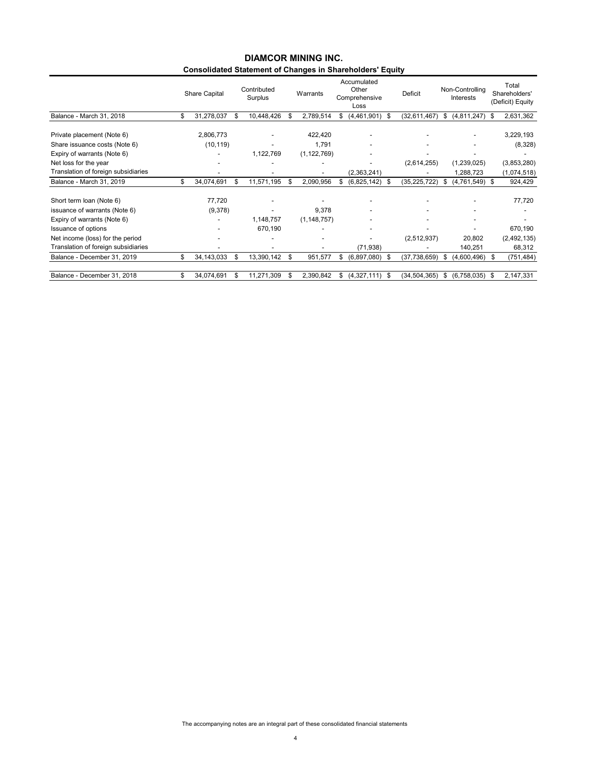# DIAMCOR MINING INC.

## Consolidated Statement of Changes in Shareholders' Equity

| | Share Capital | Contributed Surplus | Warrants | Accumulated Other Comprehensive Loss | Deficit | Non-Controlling Interests | Total Shareholders' (Deficit) Equity |
|---|---|---|---|---|---|---|---|
| Balance - March 31, 2018 | $ 31,278,037 | $ 10,448,426 | $ 2,789,514 | $ (4,461,901) | $ (32,611,467) | $ (4,811,247) | $ 2,631,362 |
| Private placement (Note 6) | 2,806,773 | - | 422,420 | - | - | - | 3,229,193 |
| Share issuance costs (Note 6) | (10,119) | - | 1,791 | - | - | - | (8,328) |
| Expiry of warrants (Note 6) | - | 1,122,769 | (1,122,769) | - | - | - | - |
| Net loss for the year | - | - | - | - | (2,614,255) | (1,239,025) | (3,853,280) |
| Translation of foreign subsidiaries | - | - | - | (2,363,241) | - | 1,288,723 | (1,074,518) |
| Balance - March 31, 2019 | $ 34,074,691 | $ 11,571,195 | $ 2,090,956 | $ (6,825,142) | $ (35,225,722) | $ (4,761,549) | $ 924,429 |
| Short term loan (Note 6) | 77,720 | - | - | - | - | - | 77,720 |
| issuance of warrants (Note 6) | (9,378) | - | 9,378 | - | - | - | - |
| Expiry of warrants (Note 6) | - | 1,148,757 | (1,148,757) | - | - | - | - |
| Issuance of options | - | 670,190 | - | - | - | - | 670,190 |
| Net income (loss) for the period | - | - | - | - | (2,512,937) | 20,802 | (2,492,135) |
| Translation of foreign subsidiaries | - | - | - | (71,938) | - | 140,251 | 68,312 |
| Balance - December 31, 2019 | $ 34,143,033 | $ 13,390,142 | $ 951,577 | $ (6,897,080) | $ (37,738,659) | $ (4,600,496) | $ (751,484) |
| Balance - December 31, 2018 | $ 34,074,691 | $ 11,271,309 | $ 2,390,842 | $ (4,327,111) | $ (34,504,365) | $ (6,758,035) | $ 2,147,331 |

The accompanying notes are an integral part of these consolidated financial statements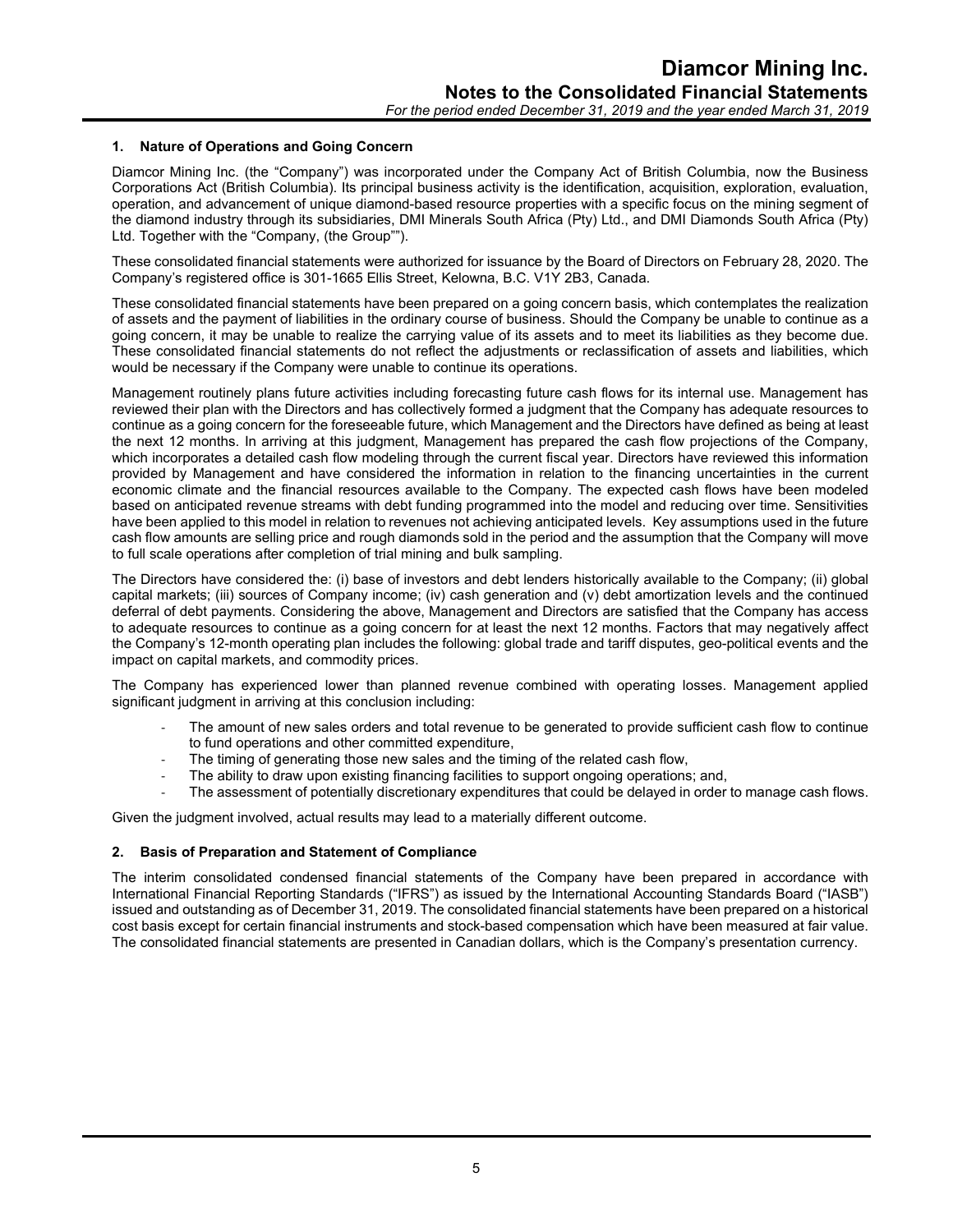## 1. Nature of Operations and Going Concern

Diamcor Mining Inc. (the "Company") was incorporated under the Company Act of British Columbia, now the Business Corporations Act (British Columbia). Its principal business activity is the identification, acquisition, exploration, evaluation, operation, and advancement of unique diamond-based resource properties with a specific focus on the mining segment of the diamond industry through its subsidiaries, DMI Minerals South Africa (Pty) Ltd., and DMI Diamonds South Africa (Pty) Ltd. Together with the "Company, (the Group"").

These consolidated financial statements were authorized for issuance by the Board of Directors on February 28, 2020. The Company's registered office is 301-1665 Ellis Street, Kelowna, B.C. V1Y 2B3, Canada.

These consolidated financial statements have been prepared on a going concern basis, which contemplates the realization of assets and the payment of liabilities in the ordinary course of business. Should the Company be unable to continue as a going concern, it may be unable to realize the carrying value of its assets and to meet its liabilities as they become due. These consolidated financial statements do not reflect the adjustments or reclassification of assets and liabilities, which would be necessary if the Company were unable to continue its operations.

Management routinely plans future activities including forecasting future cash flows for its internal use. Management has reviewed their plan with the Directors and has collectively formed a judgment that the Company has adequate resources to continue as a going concern for the foreseeable future, which Management and the Directors have defined as being at least the next 12 months. In arriving at this judgment, Management has prepared the cash flow projections of the Company, which incorporates a detailed cash flow modeling through the current fiscal year. Directors have reviewed this information provided by Management and have considered the information in relation to the financing uncertainties in the current economic climate and the financial resources available to the Company. The expected cash flows have been modeled based on anticipated revenue streams with debt funding programmed into the model and reducing over time. Sensitivities have been applied to this model in relation to revenues not achieving anticipated levels. Key assumptions used in the future cash flow amounts are selling price and rough diamonds sold in the period and the assumption that the Company will move to full scale operations after completion of trial mining and bulk sampling.

The Directors have considered the: (i) base of investors and debt lenders historically available to the Company; (ii) global capital markets; (iii) sources of Company income; (iv) cash generation and (v) debt amortization levels and the continued deferral of debt payments. Considering the above, Management and Directors are satisfied that the Company has access to adequate resources to continue as a going concern for at least the next 12 months. Factors that may negatively affect the Company's 12-month operating plan includes the following: global trade and tariff disputes, geo-political events and the impact on capital markets, and commodity prices.

The Company has experienced lower than planned revenue combined with operating losses. Management applied significant judgment in arriving at this conclusion including:

- The amount of new sales orders and total revenue to be generated to provide sufficient cash flow to continue to fund operations and other committed expenditure,
- The timing of generating those new sales and the timing of the related cash flow,
- The ability to draw upon existing financing facilities to support ongoing operations; and,
- The assessment of potentially discretionary expenditures that could be delayed in order to manage cash flows.

Given the judgment involved, actual results may lead to a materially different outcome.

## 2. Basis of Preparation and Statement of Compliance

The interim consolidated condensed financial statements of the Company have been prepared in accordance with International Financial Reporting Standards ("IFRS") as issued by the International Accounting Standards Board ("IASB") issued and outstanding as of December 31, 2019. The consolidated financial statements have been prepared on a historical cost basis except for certain financial instruments and stock-based compensation which have been measured at fair value. The consolidated financial statements are presented in Canadian dollars, which is the Company's presentation currency.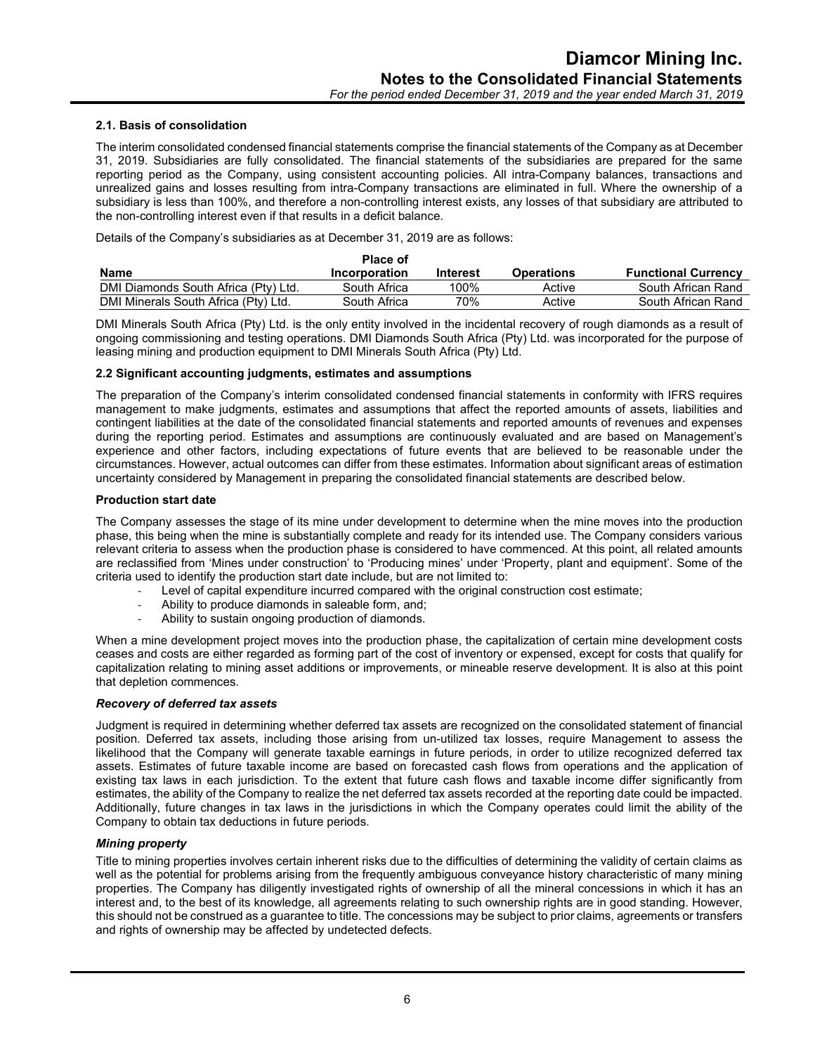### 2.1. Basis of consolidation

The interim consolidated condensed financial statements comprise the financial statements of the Company as at December 31, 2019. Subsidiaries are fully consolidated. The financial statements of the subsidiaries are prepared for the same reporting period as the Company, using consistent accounting policies. All intra-Company balances, transactions and unrealized gains and losses resulting from intra-Company transactions are eliminated in full. Where the ownership of a subsidiary is less than 100%, and therefore a non-controlling interest exists, any losses of that subsidiary are attributed to the non-controlling interest even if that results in a deficit balance.

Details of the Company's subsidiaries as at December 31, 2019 are as follows:

| Name | Place of Incorporation | Interest | Operations | Functional Currency |
|---|---|---|---|---|
| DMI Diamonds South Africa (Pty) Ltd. | South Africa | 100% | Active | South African Rand |
| DMI Minerals South Africa (Pty) Ltd. | South Africa | 70% | Active | South African Rand |

DMI Minerals South Africa (Pty) Ltd. is the only entity involved in the incidental recovery of rough diamonds as a result of ongoing commissioning and testing operations. DMI Diamonds South Africa (Pty) Ltd. was incorporated for the purpose of leasing mining and production equipment to DMI Minerals South Africa (Pty) Ltd.

### 2.2 Significant accounting judgments, estimates and assumptions

The preparation of the Company's interim consolidated condensed financial statements in conformity with IFRS requires management to make judgments, estimates and assumptions that affect the reported amounts of assets, liabilities and contingent liabilities at the date of the consolidated financial statements and reported amounts of revenues and expenses during the reporting period. Estimates and assumptions are continuously evaluated and are based on Management's experience and other factors, including expectations of future events that are believed to be reasonable under the circumstances. However, actual outcomes can differ from these estimates. Information about significant areas of estimation uncertainty considered by Management in preparing the consolidated financial statements are described below.

**Production start date**

The Company assesses the stage of its mine under development to determine when the mine moves into the production phase, this being when the mine is substantially complete and ready for its intended use. The Company considers various relevant criteria to assess when the production phase is considered to have commenced. At this point, all related amounts are reclassified from 'Mines under construction' to 'Producing mines' under 'Property, plant and equipment'. Some of the criteria used to identify the production start date include, but are not limited to:

- Level of capital expenditure incurred compared with the original construction cost estimate;
- Ability to produce diamonds in saleable form, and;
- Ability to sustain ongoing production of diamonds.

When a mine development project moves into the production phase, the capitalization of certain mine development costs ceases and costs are either regarded as forming part of the cost of inventory or expensed, except for costs that qualify for capitalization relating to mining asset additions or improvements, or mineable reserve development. It is also at this point that depletion commences.

***Recovery of deferred tax assets***

Judgment is required in determining whether deferred tax assets are recognized on the consolidated statement of financial position. Deferred tax assets, including those arising from un-utilized tax losses, require Management to assess the likelihood that the Company will generate taxable earnings in future periods, in order to utilize recognized deferred tax assets. Estimates of future taxable income are based on forecasted cash flows from operations and the application of existing tax laws in each jurisdiction. To the extent that future cash flows and taxable income differ significantly from estimates, the ability of the Company to realize the net deferred tax assets recorded at the reporting date could be impacted. Additionally, future changes in tax laws in the jurisdictions in which the Company operates could limit the ability of the Company to obtain tax deductions in future periods.

***Mining property***

Title to mining properties involves certain inherent risks due to the difficulties of determining the validity of certain claims as well as the potential for problems arising from the frequently ambiguous conveyance history characteristic of many mining properties. The Company has diligently investigated rights of ownership of all the mineral concessions in which it has an interest and, to the best of its knowledge, all agreements relating to such ownership rights are in good standing. However, this should not be construed as a guarantee to title. The concessions may be subject to prior claims, agreements or transfers and rights of ownership may be affected by undetected defects.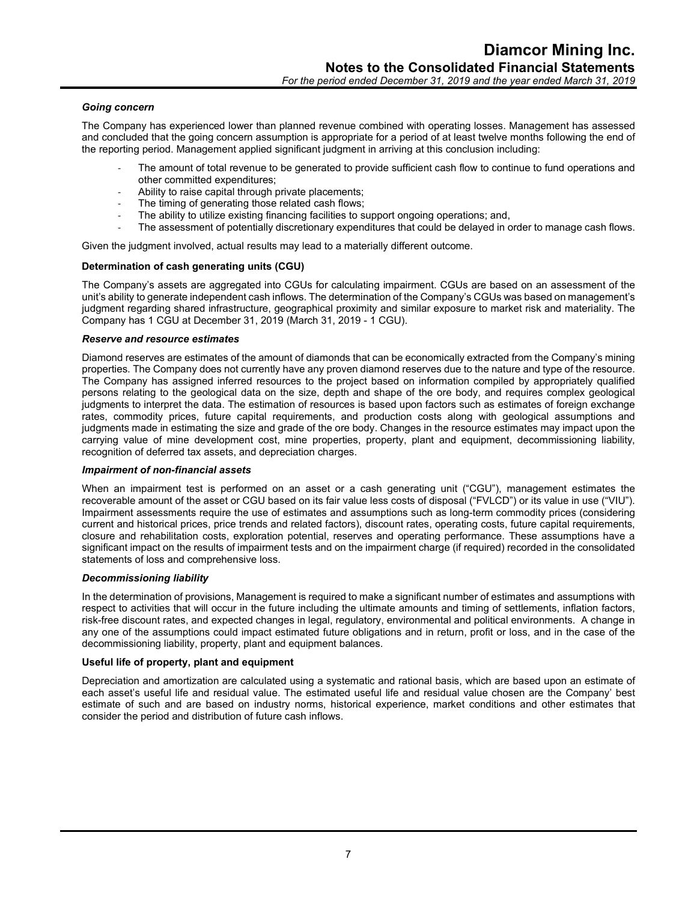*Going concern*

The Company has experienced lower than planned revenue combined with operating losses. Management has assessed and concluded that the going concern assumption is appropriate for a period of at least twelve months following the end of the reporting period. Management applied significant judgment in arriving at this conclusion including:

- The amount of total revenue to be generated to provide sufficient cash flow to continue to fund operations and other committed expenditures;
- Ability to raise capital through private placements;
- The timing of generating those related cash flows;
- The ability to utilize existing financing facilities to support ongoing operations; and,
- The assessment of potentially discretionary expenditures that could be delayed in order to manage cash flows.

Given the judgment involved, actual results may lead to a materially different outcome.

**Determination of cash generating units (CGU)**

The Company's assets are aggregated into CGUs for calculating impairment. CGUs are based on an assessment of the unit's ability to generate independent cash inflows. The determination of the Company's CGUs was based on management's judgment regarding shared infrastructure, geographical proximity and similar exposure to market risk and materiality. The Company has 1 CGU at December 31, 2019 (March 31, 2019 - 1 CGU).

***Reserve and resource estimates***

Diamond reserves are estimates of the amount of diamonds that can be economically extracted from the Company's mining properties. The Company does not currently have any proven diamond reserves due to the nature and type of the resource. The Company has assigned inferred resources to the project based on information compiled by appropriately qualified persons relating to the geological data on the size, depth and shape of the ore body, and requires complex geological judgments to interpret the data. The estimation of resources is based upon factors such as estimates of foreign exchange rates, commodity prices, future capital requirements, and production costs along with geological assumptions and judgments made in estimating the size and grade of the ore body. Changes in the resource estimates may impact upon the carrying value of mine development cost, mine properties, property, plant and equipment, decommissioning liability, recognition of deferred tax assets, and depreciation charges.

***Impairment of non-financial assets***

When an impairment test is performed on an asset or a cash generating unit ("CGU"), management estimates the recoverable amount of the asset or CGU based on its fair value less costs of disposal ("FVLCD") or its value in use ("VIU"). Impairment assessments require the use of estimates and assumptions such as long-term commodity prices (considering current and historical prices, price trends and related factors), discount rates, operating costs, future capital requirements, closure and rehabilitation costs, exploration potential, reserves and operating performance. These assumptions have a significant impact on the results of impairment tests and on the impairment charge (if required) recorded in the consolidated statements of loss and comprehensive loss.

***Decommissioning liability***

In the determination of provisions, Management is required to make a significant number of estimates and assumptions with respect to activities that will occur in the future including the ultimate amounts and timing of settlements, inflation factors, risk-free discount rates, and expected changes in legal, regulatory, environmental and political environments. A change in any one of the assumptions could impact estimated future obligations and in return, profit or loss, and in the case of the decommissioning liability, property, plant and equipment balances.

**Useful life of property, plant and equipment**

Depreciation and amortization are calculated using a systematic and rational basis, which are based upon an estimate of each asset's useful life and residual value. The estimated useful life and residual value chosen are the Company' best estimate of such and are based on industry norms, historical experience, market conditions and other estimates that consider the period and distribution of future cash inflows.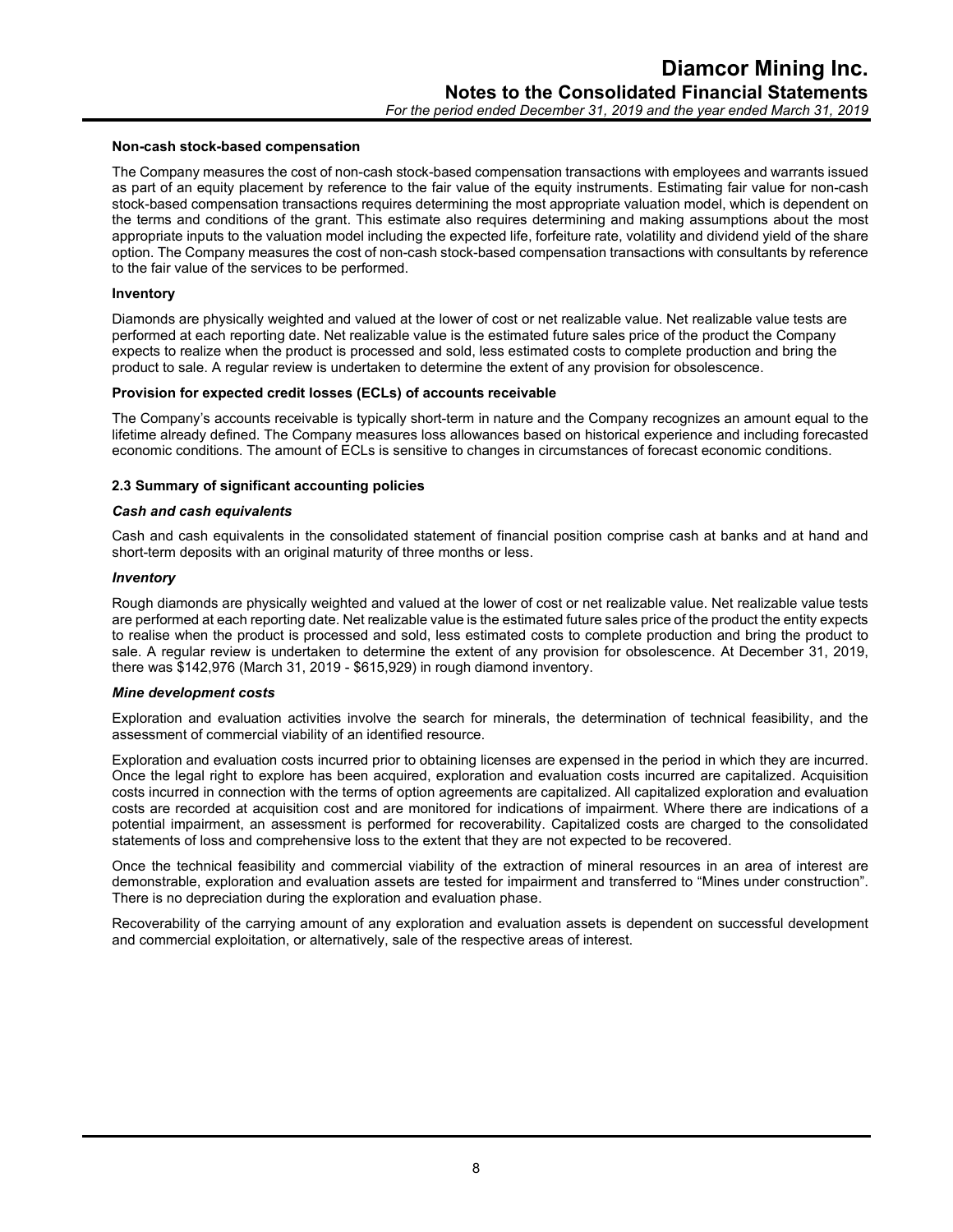**Non-cash stock-based compensation**

The Company measures the cost of non-cash stock-based compensation transactions with employees and warrants issued as part of an equity placement by reference to the fair value of the equity instruments. Estimating fair value for non-cash stock-based compensation transactions requires determining the most appropriate valuation model, which is dependent on the terms and conditions of the grant. This estimate also requires determining and making assumptions about the most appropriate inputs to the valuation model including the expected life, forfeiture rate, volatility and dividend yield of the share option. The Company measures the cost of non-cash stock-based compensation transactions with consultants by reference to the fair value of the services to be performed.

**Inventory**

Diamonds are physically weighted and valued at the lower of cost or net realizable value. Net realizable value tests are performed at each reporting date. Net realizable value is the estimated future sales price of the product the Company expects to realize when the product is processed and sold, less estimated costs to complete production and bring the product to sale. A regular review is undertaken to determine the extent of any provision for obsolescence.

**Provision for expected credit losses (ECLs) of accounts receivable**

The Company's accounts receivable is typically short-term in nature and the Company recognizes an amount equal to the lifetime already defined. The Company measures loss allowances based on historical experience and including forecasted economic conditions. The amount of ECLs is sensitive to changes in circumstances of forecast economic conditions.

### 2.3 Summary of significant accounting policies

***Cash and cash equivalents***

Cash and cash equivalents in the consolidated statement of financial position comprise cash at banks and at hand and short-term deposits with an original maturity of three months or less.

***Inventory***

Rough diamonds are physically weighted and valued at the lower of cost or net realizable value. Net realizable value tests are performed at each reporting date. Net realizable value is the estimated future sales price of the product the entity expects to realise when the product is processed and sold, less estimated costs to complete production and bring the product to sale. A regular review is undertaken to determine the extent of any provision for obsolescence. At December 31, 2019, there was $142,976 (March 31, 2019 - $615,929) in rough diamond inventory.

***Mine development costs***

Exploration and evaluation activities involve the search for minerals, the determination of technical feasibility, and the assessment of commercial viability of an identified resource.

Exploration and evaluation costs incurred prior to obtaining licenses are expensed in the period in which they are incurred. Once the legal right to explore has been acquired, exploration and evaluation costs incurred are capitalized. Acquisition costs incurred in connection with the terms of option agreements are capitalized. All capitalized exploration and evaluation costs are recorded at acquisition cost and are monitored for indications of impairment. Where there are indications of a potential impairment, an assessment is performed for recoverability. Capitalized costs are charged to the consolidated statements of loss and comprehensive loss to the extent that they are not expected to be recovered.

Once the technical feasibility and commercial viability of the extraction of mineral resources in an area of interest are demonstrable, exploration and evaluation assets are tested for impairment and transferred to "Mines under construction". There is no depreciation during the exploration and evaluation phase.

Recoverability of the carrying amount of any exploration and evaluation assets is dependent on successful development and commercial exploitation, or alternatively, sale of the respective areas of interest.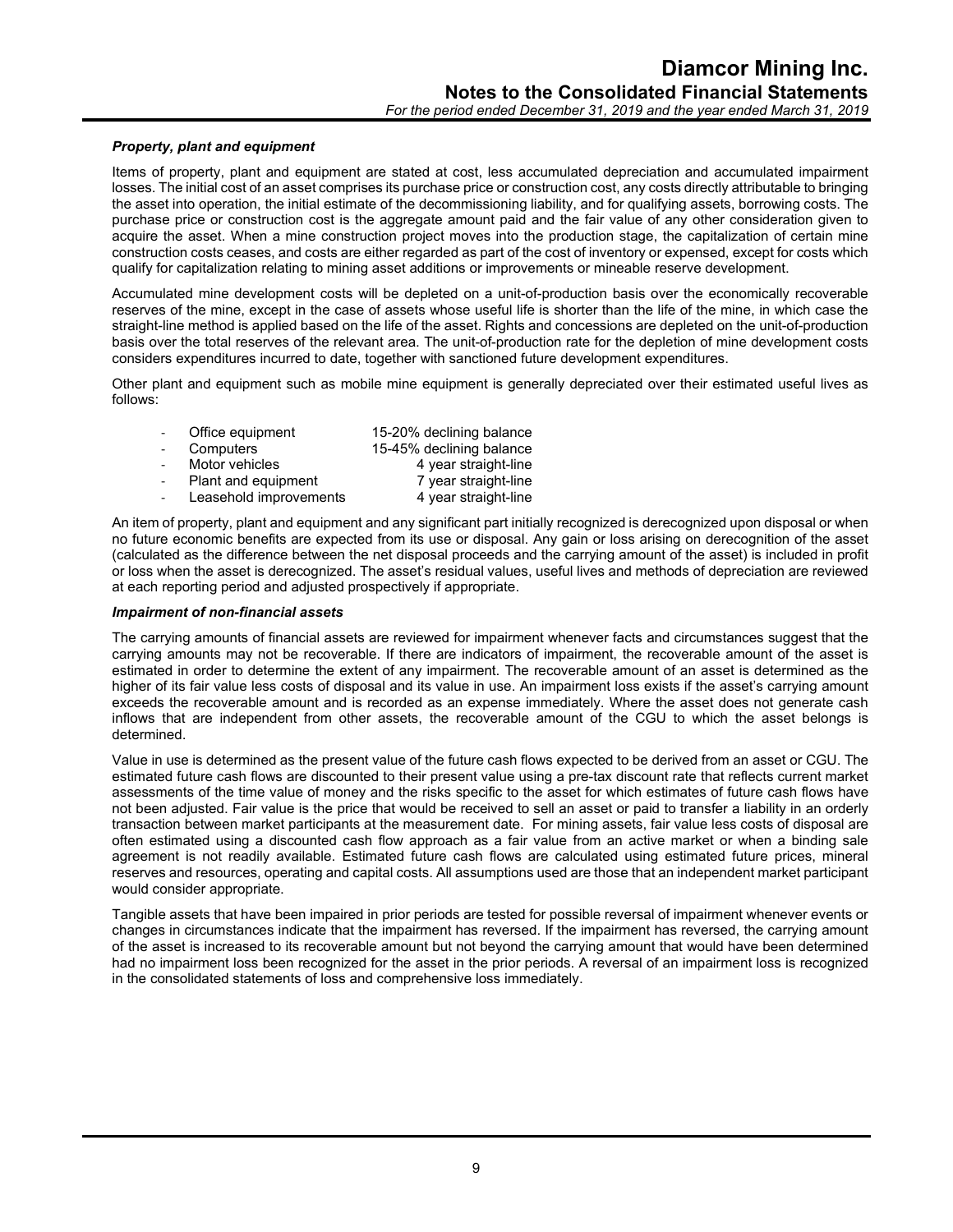***Property, plant and equipment***

Items of property, plant and equipment are stated at cost, less accumulated depreciation and accumulated impairment losses. The initial cost of an asset comprises its purchase price or construction cost, any costs directly attributable to bringing the asset into operation, the initial estimate of the decommissioning liability, and for qualifying assets, borrowing costs. The purchase price or construction cost is the aggregate amount paid and the fair value of any other consideration given to acquire the asset. When a mine construction project moves into the production stage, the capitalization of certain mine construction costs ceases, and costs are either regarded as part of the cost of inventory or expensed, except for costs which qualify for capitalization relating to mining asset additions or improvements or mineable reserve development.

Accumulated mine development costs will be depleted on a unit-of-production basis over the economically recoverable reserves of the mine, except in the case of assets whose useful life is shorter than the life of the mine, in which case the straight-line method is applied based on the life of the asset. Rights and concessions are depleted on the unit-of-production basis over the total reserves of the relevant area. The unit-of-production rate for the depletion of mine development costs considers expenditures incurred to date, together with sanctioned future development expenditures.

Other plant and equipment such as mobile mine equipment is generally depreciated over their estimated useful lives as follows:

| | |
|---|---|
| - Office equipment | 15-20% declining balance |
| - Computers | 15-45% declining balance |
| - Motor vehicles | 4 year straight-line |
| - Plant and equipment | 7 year straight-line |
| - Leasehold improvements | 4 year straight-line |

An item of property, plant and equipment and any significant part initially recognized is derecognized upon disposal or when no future economic benefits are expected from its use or disposal. Any gain or loss arising on derecognition of the asset (calculated as the difference between the net disposal proceeds and the carrying amount of the asset) is included in profit or loss when the asset is derecognized. The asset's residual values, useful lives and methods of depreciation are reviewed at each reporting period and adjusted prospectively if appropriate.

***Impairment of non-financial assets***

The carrying amounts of financial assets are reviewed for impairment whenever facts and circumstances suggest that the carrying amounts may not be recoverable. If there are indicators of impairment, the recoverable amount of the asset is estimated in order to determine the extent of any impairment. The recoverable amount of an asset is determined as the higher of its fair value less costs of disposal and its value in use. An impairment loss exists if the asset's carrying amount exceeds the recoverable amount and is recorded as an expense immediately. Where the asset does not generate cash inflows that are independent from other assets, the recoverable amount of the CGU to which the asset belongs is determined.

Value in use is determined as the present value of the future cash flows expected to be derived from an asset or CGU. The estimated future cash flows are discounted to their present value using a pre-tax discount rate that reflects current market assessments of the time value of money and the risks specific to the asset for which estimates of future cash flows have not been adjusted. Fair value is the price that would be received to sell an asset or paid to transfer a liability in an orderly transaction between market participants at the measurement date. For mining assets, fair value less costs of disposal are often estimated using a discounted cash flow approach as a fair value from an active market or when a binding sale agreement is not readily available. Estimated future cash flows are calculated using estimated future prices, mineral reserves and resources, operating and capital costs. All assumptions used are those that an independent market participant would consider appropriate.

Tangible assets that have been impaired in prior periods are tested for possible reversal of impairment whenever events or changes in circumstances indicate that the impairment has reversed. If the impairment has reversed, the carrying amount of the asset is increased to its recoverable amount but not beyond the carrying amount that would have been determined had no impairment loss been recognized for the asset in the prior periods. A reversal of an impairment loss is recognized in the consolidated statements of loss and comprehensive loss immediately.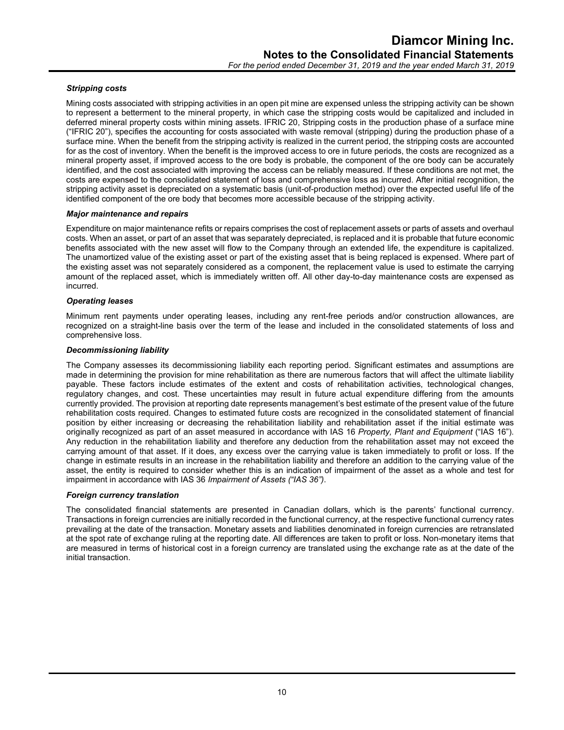### *Stripping costs*

Mining costs associated with stripping activities in an open pit mine are expensed unless the stripping activity can be shown to represent a betterment to the mineral property, in which case the stripping costs would be capitalized and included in deferred mineral property costs within mining assets. IFRIC 20, Stripping costs in the production phase of a surface mine ("IFRIC 20"), specifies the accounting for costs associated with waste removal (stripping) during the production phase of a surface mine. When the benefit from the stripping activity is realized in the current period, the stripping costs are accounted for as the cost of inventory. When the benefit is the improved access to ore in future periods, the costs are recognized as a mineral property asset, if improved access to the ore body is probable, the component of the ore body can be accurately identified, and the cost associated with improving the access can be reliably measured. If these conditions are not met, the costs are expensed to the consolidated statement of loss and comprehensive loss as incurred. After initial recognition, the stripping activity asset is depreciated on a systematic basis (unit-of-production method) over the expected useful life of the identified component of the ore body that becomes more accessible because of the stripping activity.

### *Major maintenance and repairs*

Expenditure on major maintenance refits or repairs comprises the cost of replacement assets or parts of assets and overhaul costs. When an asset, or part of an asset that was separately depreciated, is replaced and it is probable that future economic benefits associated with the new asset will flow to the Company through an extended life, the expenditure is capitalized. The unamortized value of the existing asset or part of the existing asset that is being replaced is expensed. Where part of the existing asset was not separately considered as a component, the replacement value is used to estimate the carrying amount of the replaced asset, which is immediately written off. All other day-to-day maintenance costs are expensed as incurred.

### *Operating leases*

Minimum rent payments under operating leases, including any rent-free periods and/or construction allowances, are recognized on a straight-line basis over the term of the lease and included in the consolidated statements of loss and comprehensive loss.

### *Decommissioning liability*

The Company assesses its decommissioning liability each reporting period. Significant estimates and assumptions are made in determining the provision for mine rehabilitation as there are numerous factors that will affect the ultimate liability payable. These factors include estimates of the extent and costs of rehabilitation activities, technological changes, regulatory changes, and cost. These uncertainties may result in future actual expenditure differing from the amounts currently provided. The provision at reporting date represents management's best estimate of the present value of the future rehabilitation costs required. Changes to estimated future costs are recognized in the consolidated statement of financial position by either increasing or decreasing the rehabilitation liability and rehabilitation asset if the initial estimate was originally recognized as part of an asset measured in accordance with IAS 16 *Property, Plant and Equipment* ("IAS 16"). Any reduction in the rehabilitation liability and therefore any deduction from the rehabilitation asset may not exceed the carrying amount of that asset. If it does, any excess over the carrying value is taken immediately to profit or loss. If the change in estimate results in an increase in the rehabilitation liability and therefore an addition to the carrying value of the asset, the entity is required to consider whether this is an indication of impairment of the asset as a whole and test for impairment in accordance with IAS 36 *Impairment of Assets ("IAS 36")*.

### *Foreign currency translation*

The consolidated financial statements are presented in Canadian dollars, which is the parents' functional currency. Transactions in foreign currencies are initially recorded in the functional currency, at the respective functional currency rates prevailing at the date of the transaction. Monetary assets and liabilities denominated in foreign currencies are retranslated at the spot rate of exchange ruling at the reporting date. All differences are taken to profit or loss. Non-monetary items that are measured in terms of historical cost in a foreign currency are translated using the exchange rate as at the date of the initial transaction.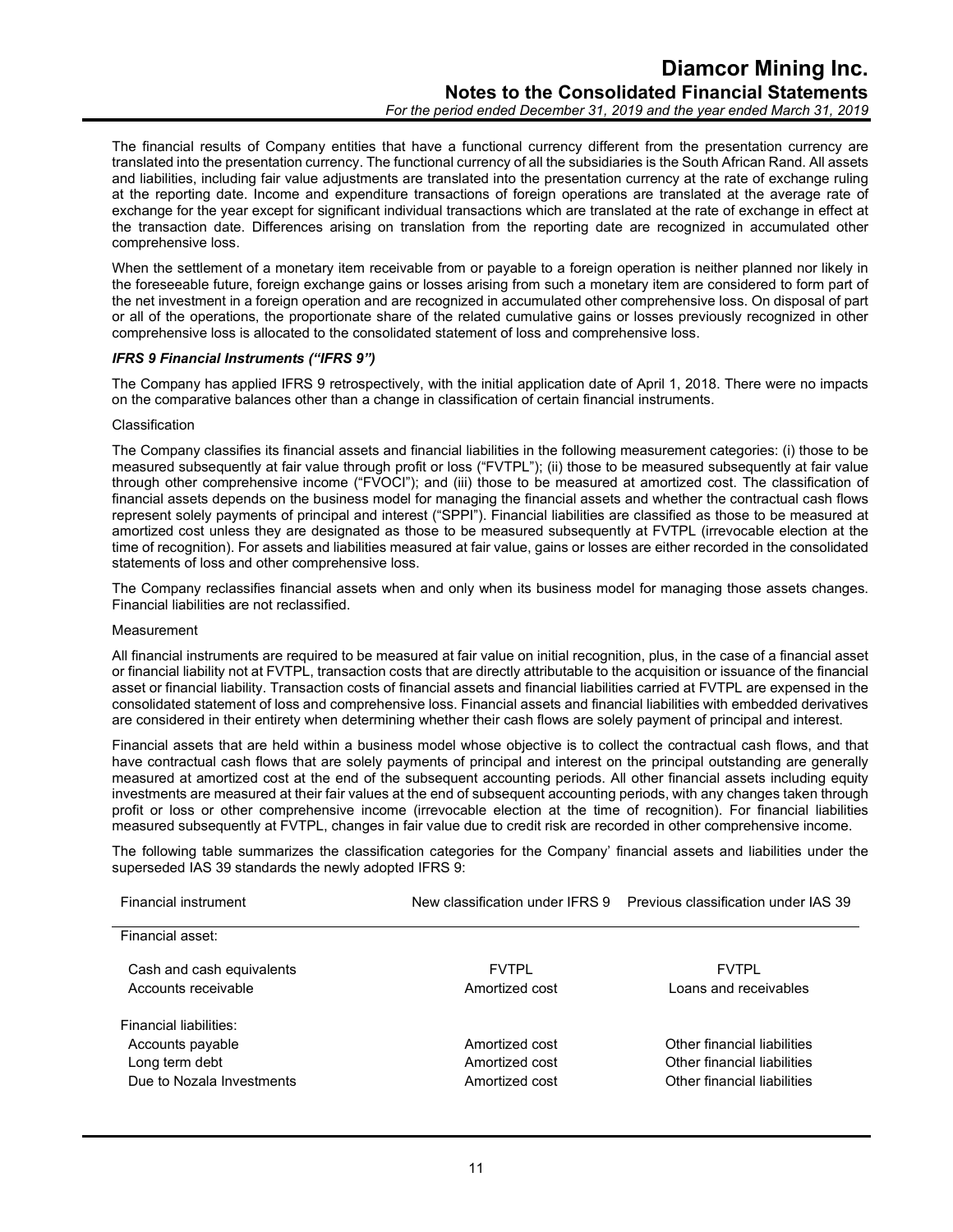The financial results of Company entities that have a functional currency different from the presentation currency are translated into the presentation currency. The functional currency of all the subsidiaries is the South African Rand. All assets and liabilities, including fair value adjustments are translated into the presentation currency at the rate of exchange ruling at the reporting date. Income and expenditure transactions of foreign operations are translated at the average rate of exchange for the year except for significant individual transactions which are translated at the rate of exchange in effect at the transaction date. Differences arising on translation from the reporting date are recognized in accumulated other comprehensive loss.

When the settlement of a monetary item receivable from or payable to a foreign operation is neither planned nor likely in the foreseeable future, foreign exchange gains or losses arising from such a monetary item are considered to form part of the net investment in a foreign operation and are recognized in accumulated other comprehensive loss. On disposal of part or all of the operations, the proportionate share of the related cumulative gains or losses previously recognized in other comprehensive loss is allocated to the consolidated statement of loss and comprehensive loss.

***IFRS 9 Financial Instruments ("IFRS 9")***

The Company has applied IFRS 9 retrospectively, with the initial application date of April 1, 2018. There were no impacts on the comparative balances other than a change in classification of certain financial instruments.

Classification

The Company classifies its financial assets and financial liabilities in the following measurement categories: (i) those to be measured subsequently at fair value through profit or loss ("FVTPL"); (ii) those to be measured subsequently at fair value through other comprehensive income ("FVOCI"); and (iii) those to be measured at amortized cost. The classification of financial assets depends on the business model for managing the financial assets and whether the contractual cash flows represent solely payments of principal and interest ("SPPI"). Financial liabilities are classified as those to be measured at amortized cost unless they are designated as those to be measured subsequently at FVTPL (irrevocable election at the time of recognition). For assets and liabilities measured at fair value, gains or losses are either recorded in the consolidated statements of loss and other comprehensive loss.

The Company reclassifies financial assets when and only when its business model for managing those assets changes. Financial liabilities are not reclassified.

Measurement

All financial instruments are required to be measured at fair value on initial recognition, plus, in the case of a financial asset or financial liability not at FVTPL, transaction costs that are directly attributable to the acquisition or issuance of the financial asset or financial liability. Transaction costs of financial assets and financial liabilities carried at FVTPL are expensed in the consolidated statement of loss and comprehensive loss. Financial assets and financial liabilities with embedded derivatives are considered in their entirety when determining whether their cash flows are solely payment of principal and interest.

Financial assets that are held within a business model whose objective is to collect the contractual cash flows, and that have contractual cash flows that are solely payments of principal and interest on the principal outstanding are generally measured at amortized cost at the end of the subsequent accounting periods. All other financial assets including equity investments are measured at their fair values at the end of subsequent accounting periods, with any changes taken through profit or loss or other comprehensive income (irrevocable election at the time of recognition). For financial liabilities measured subsequently at FVTPL, changes in fair value due to credit risk are recorded in other comprehensive income.

The following table summarizes the classification categories for the Company' financial assets and liabilities under the superseded IAS 39 standards the newly adopted IFRS 9:

| Financial instrument | New classification under IFRS 9 | Previous classification under IAS 39 |
|---|---|---|
| Financial asset: | | |
| Cash and cash equivalents | FVTPL | FVTPL |
| Accounts receivable | Amortized cost | Loans and receivables |
| Financial liabilities: | | |
| Accounts payable | Amortized cost | Other financial liabilities |
| Long term debt | Amortized cost | Other financial liabilities |
| Due to Nozala Investments | Amortized cost | Other financial liabilities |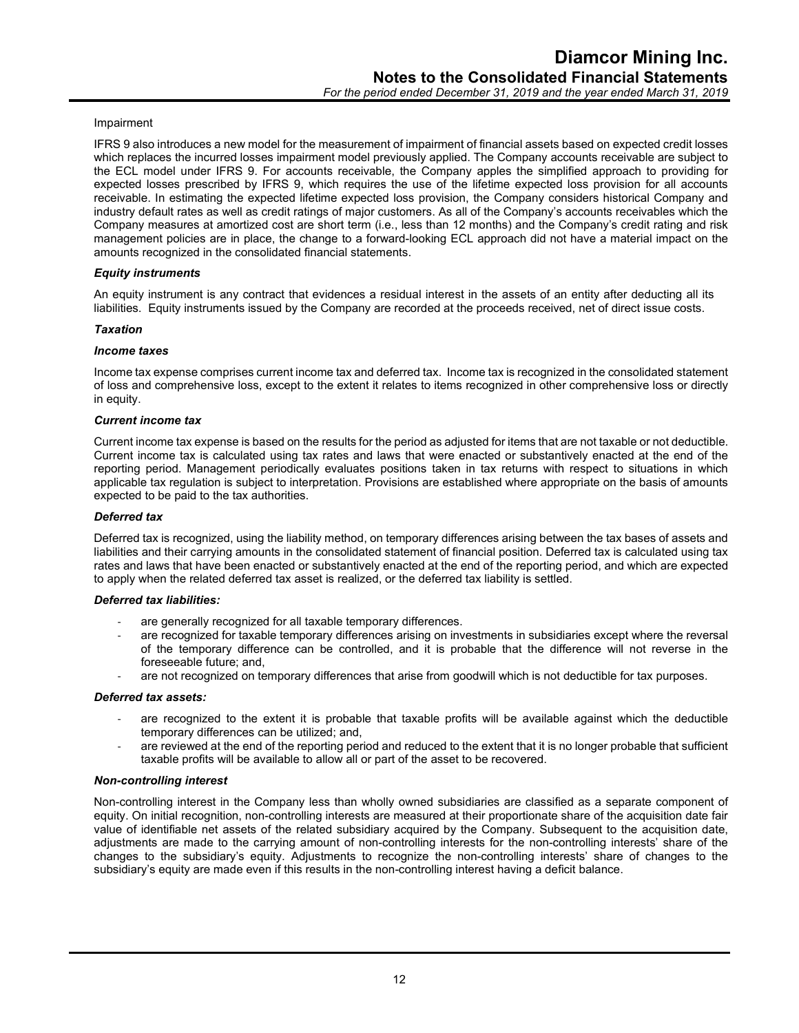Impairment

IFRS 9 also introduces a new model for the measurement of impairment of financial assets based on expected credit losses which replaces the incurred losses impairment model previously applied. The Company accounts receivable are subject to the ECL model under IFRS 9. For accounts receivable, the Company apples the simplified approach to providing for expected losses prescribed by IFRS 9, which requires the use of the lifetime expected loss provision for all accounts receivable. In estimating the expected lifetime expected loss provision, the Company considers historical Company and industry default rates as well as credit ratings of major customers. As all of the Company's accounts receivables which the Company measures at amortized cost are short term (i.e., less than 12 months) and the Company's credit rating and risk management policies are in place, the change to a forward-looking ECL approach did not have a material impact on the amounts recognized in the consolidated financial statements.

***Equity instruments***

An equity instrument is any contract that evidences a residual interest in the assets of an entity after deducting all its liabilities. Equity instruments issued by the Company are recorded at the proceeds received, net of direct issue costs.

***Taxation***

***Income taxes***

Income tax expense comprises current income tax and deferred tax. Income tax is recognized in the consolidated statement of loss and comprehensive loss, except to the extent it relates to items recognized in other comprehensive loss or directly in equity.

***Current income tax***

Current income tax expense is based on the results for the period as adjusted for items that are not taxable or not deductible. Current income tax is calculated using tax rates and laws that were enacted or substantively enacted at the end of the reporting period. Management periodically evaluates positions taken in tax returns with respect to situations in which applicable tax regulation is subject to interpretation. Provisions are established where appropriate on the basis of amounts expected to be paid to the tax authorities.

***Deferred tax***

Deferred tax is recognized, using the liability method, on temporary differences arising between the tax bases of assets and liabilities and their carrying amounts in the consolidated statement of financial position. Deferred tax is calculated using tax rates and laws that have been enacted or substantively enacted at the end of the reporting period, and which are expected to apply when the related deferred tax asset is realized, or the deferred tax liability is settled.

***Deferred tax liabilities:***

- are generally recognized for all taxable temporary differences.
- are recognized for taxable temporary differences arising on investments in subsidiaries except where the reversal of the temporary difference can be controlled, and it is probable that the difference will not reverse in the foreseeable future; and,
- are not recognized on temporary differences that arise from goodwill which is not deductible for tax purposes.

***Deferred tax assets:***

- are recognized to the extent it is probable that taxable profits will be available against which the deductible temporary differences can be utilized; and,
- are reviewed at the end of the reporting period and reduced to the extent that it is no longer probable that sufficient taxable profits will be available to allow all or part of the asset to be recovered.

***Non-controlling interest***

Non-controlling interest in the Company less than wholly owned subsidiaries are classified as a separate component of equity. On initial recognition, non-controlling interests are measured at their proportionate share of the acquisition date fair value of identifiable net assets of the related subsidiary acquired by the Company. Subsequent to the acquisition date, adjustments are made to the carrying amount of non-controlling interests for the non-controlling interests' share of the changes to the subsidiary's equity. Adjustments to recognize the non-controlling interests' share of changes to the subsidiary's equity are made even if this results in the non-controlling interest having a deficit balance.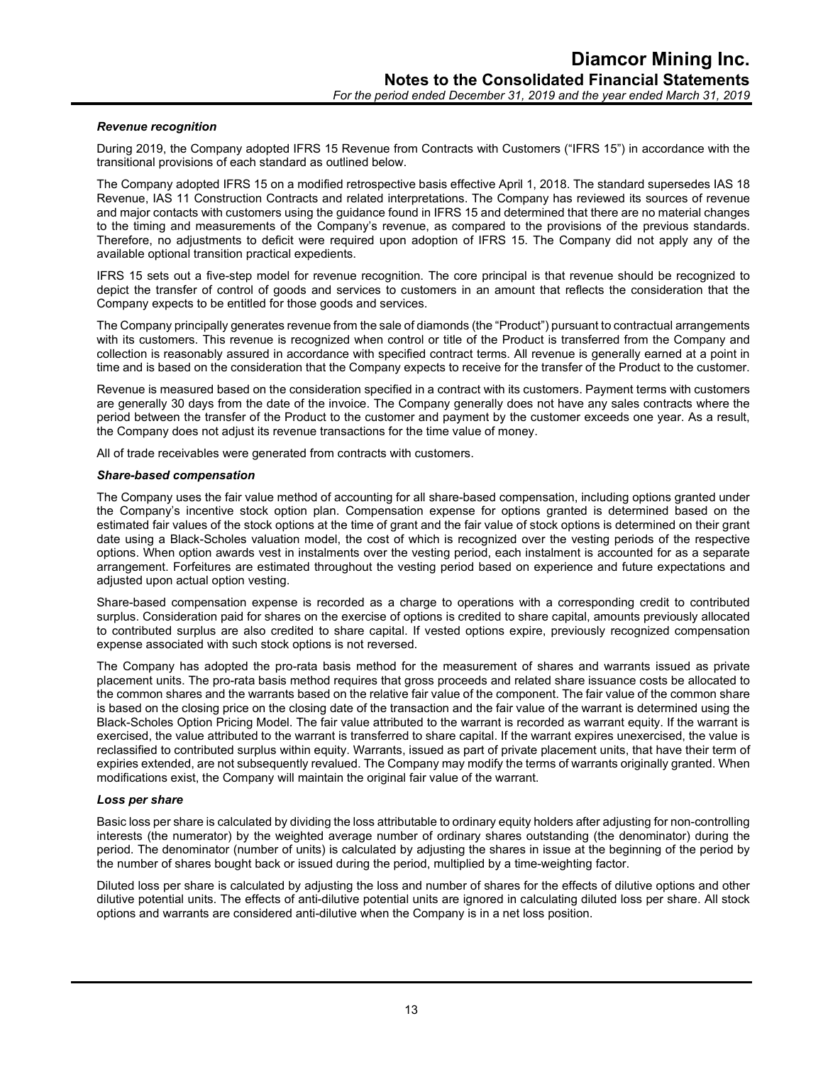***Revenue recognition***

During 2019, the Company adopted IFRS 15 Revenue from Contracts with Customers ("IFRS 15") in accordance with the transitional provisions of each standard as outlined below.

The Company adopted IFRS 15 on a modified retrospective basis effective April 1, 2018. The standard supersedes IAS 18 Revenue, IAS 11 Construction Contracts and related interpretations. The Company has reviewed its sources of revenue and major contacts with customers using the guidance found in IFRS 15 and determined that there are no material changes to the timing and measurements of the Company's revenue, as compared to the provisions of the previous standards. Therefore, no adjustments to deficit were required upon adoption of IFRS 15. The Company did not apply any of the available optional transition practical expedients.

IFRS 15 sets out a five-step model for revenue recognition. The core principal is that revenue should be recognized to depict the transfer of control of goods and services to customers in an amount that reflects the consideration that the Company expects to be entitled for those goods and services.

The Company principally generates revenue from the sale of diamonds (the "Product") pursuant to contractual arrangements with its customers. This revenue is recognized when control or title of the Product is transferred from the Company and collection is reasonably assured in accordance with specified contract terms. All revenue is generally earned at a point in time and is based on the consideration that the Company expects to receive for the transfer of the Product to the customer.

Revenue is measured based on the consideration specified in a contract with its customers. Payment terms with customers are generally 30 days from the date of the invoice. The Company generally does not have any sales contracts where the period between the transfer of the Product to the customer and payment by the customer exceeds one year. As a result, the Company does not adjust its revenue transactions for the time value of money.

All of trade receivables were generated from contracts with customers.

***Share-based compensation***

The Company uses the fair value method of accounting for all share-based compensation, including options granted under the Company's incentive stock option plan. Compensation expense for options granted is determined based on the estimated fair values of the stock options at the time of grant and the fair value of stock options is determined on their grant date using a Black-Scholes valuation model, the cost of which is recognized over the vesting periods of the respective options. When option awards vest in instalments over the vesting period, each instalment is accounted for as a separate arrangement. Forfeitures are estimated throughout the vesting period based on experience and future expectations and adjusted upon actual option vesting.

Share-based compensation expense is recorded as a charge to operations with a corresponding credit to contributed surplus. Consideration paid for shares on the exercise of options is credited to share capital, amounts previously allocated to contributed surplus are also credited to share capital. If vested options expire, previously recognized compensation expense associated with such stock options is not reversed.

The Company has adopted the pro-rata basis method for the measurement of shares and warrants issued as private placement units. The pro-rata basis method requires that gross proceeds and related share issuance costs be allocated to the common shares and the warrants based on the relative fair value of the component. The fair value of the common share is based on the closing price on the closing date of the transaction and the fair value of the warrant is determined using the Black-Scholes Option Pricing Model. The fair value attributed to the warrant is recorded as warrant equity. If the warrant is exercised, the value attributed to the warrant is transferred to share capital. If the warrant expires unexercised, the value is reclassified to contributed surplus within equity. Warrants, issued as part of private placement units, that have their term of expiries extended, are not subsequently revalued. The Company may modify the terms of warrants originally granted. When modifications exist, the Company will maintain the original fair value of the warrant.

***Loss per share***

Basic loss per share is calculated by dividing the loss attributable to ordinary equity holders after adjusting for non-controlling interests (the numerator) by the weighted average number of ordinary shares outstanding (the denominator) during the period. The denominator (number of units) is calculated by adjusting the shares in issue at the beginning of the period by the number of shares bought back or issued during the period, multiplied by a time-weighting factor.

Diluted loss per share is calculated by adjusting the loss and number of shares for the effects of dilutive options and other dilutive potential units. The effects of anti-dilutive potential units are ignored in calculating diluted loss per share. All stock options and warrants are considered anti-dilutive when the Company is in a net loss position.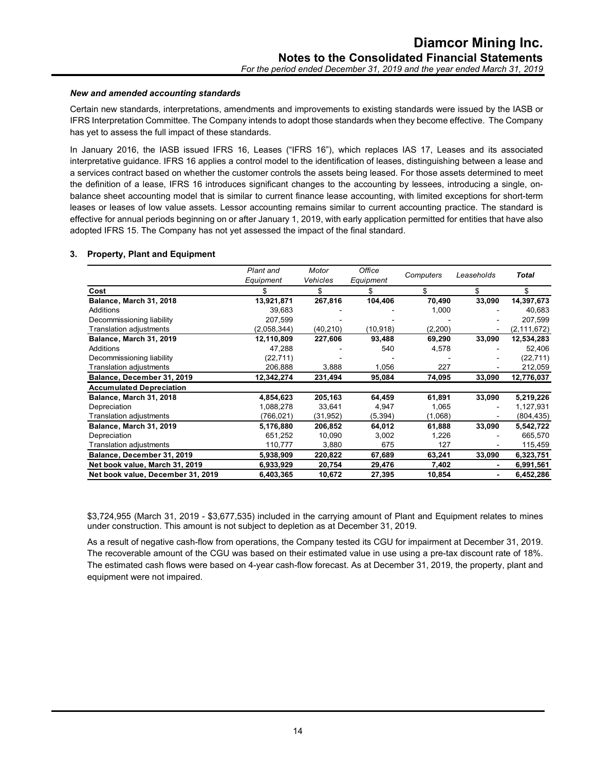### *New and amended accounting standards*

Certain new standards, interpretations, amendments and improvements to existing standards were issued by the IASB or IFRS Interpretation Committee. The Company intends to adopt those standards when they become effective. The Company has yet to assess the full impact of these standards.

In January 2016, the IASB issued IFRS 16, Leases ("IFRS 16"), which replaces IAS 17, Leases and its associated interpretative guidance. IFRS 16 applies a control model to the identification of leases, distinguishing between a lease and a services contract based on whether the customer controls the assets being leased. For those assets determined to meet the definition of a lease, IFRS 16 introduces significant changes to the accounting by lessees, introducing a single, on-balance sheet accounting model that is similar to current finance lease accounting, with limited exceptions for short-term leases or leases of low value assets. Lessor accounting remains similar to current accounting practice. The standard is effective for annual periods beginning on or after January 1, 2019, with early application permitted for entities that have also adopted IFRS 15. The Company has not yet assessed the impact of the final standard.

## 3. Property, Plant and Equipment

| | *Plant and Equipment* | *Motor Vehicles* | *Office Equipment* | *Computers* | *Leaseholds* | ***Total*** |
|---|---|---|---|---|---|---|
| **Cost** | $ | $ | $ | $ | $ | $ |
| **Balance, March 31, 2018** | **13,921,871** | **267,816** | **104,406** | **70,490** | **33,090** | **14,397,673** |
| Additions | 39,683 | - | - | 1,000 | - | 40,683 |
| Decommissioning liability | 207,599 | - | - | - | - | 207,599 |
| Translation adjustments | (2,058,344) | (40,210) | (10,918) | (2,200) | - | (2,111,672) |
| **Balance, March 31, 2019** | **12,110,809** | **227,606** | **93,488** | **69,290** | **33,090** | **12,534,283** |
| Additions | 47,288 | - | 540 | 4,578 | - | 52,406 |
| Decommissioning liability | (22,711) | - | - | - | - | (22,711) |
| Translation adjustments | 206,888 | 3,888 | 1,056 | 227 | - | 212,059 |
| **Balance, December 31, 2019** | **12,342,274** | **231,494** | **95,084** | **74,095** | **33,090** | **12,776,037** |
| **Accumulated Depreciation** | | | | | | |
| **Balance, March 31, 2018** | **4,854,623** | **205,163** | **64,459** | **61,891** | **33,090** | **5,219,226** |
| Depreciation | 1,088,278 | 33,641 | 4,947 | 1,065 | - | 1,127,931 |
| Translation adjustments | (766,021) | (31,952) | (5,394) | (1,068) | - | (804,435) |
| **Balance, March 31, 2019** | **5,176,880** | **206,852** | **64,012** | **61,888** | **33,090** | **5,542,722** |
| Depreciation | 651,252 | 10,090 | 3,002 | 1,226 | - | 665,570 |
| Translation adjustments | 110,777 | 3,880 | 675 | 127 | - | 115,459 |
| **Balance, December 31, 2019** | **5,938,909** | **220,822** | **67,689** | **63,241** | **33,090** | **6,323,751** |
| **Net book value, March 31, 2019** | **6,933,929** | **20,754** | **29,476** | **7,402** | **-** | **6,991,561** |
| **Net book value, December 31, 2019** | **6,403,365** | **10,672** | **27,395** | **10,854** | **-** | **6,452,286** |

$3,724,955 (March 31, 2019 - $3,677,535) included in the carrying amount of Plant and Equipment relates to mines under construction. This amount is not subject to depletion as at December 31, 2019.

As a result of negative cash-flow from operations, the Company tested its CGU for impairment at December 31, 2019. The recoverable amount of the CGU was based on their estimated value in use using a pre-tax discount rate of 18%. The estimated cash flows were based on 4-year cash-flow forecast. As at December 31, 2019, the property, plant and equipment were not impaired.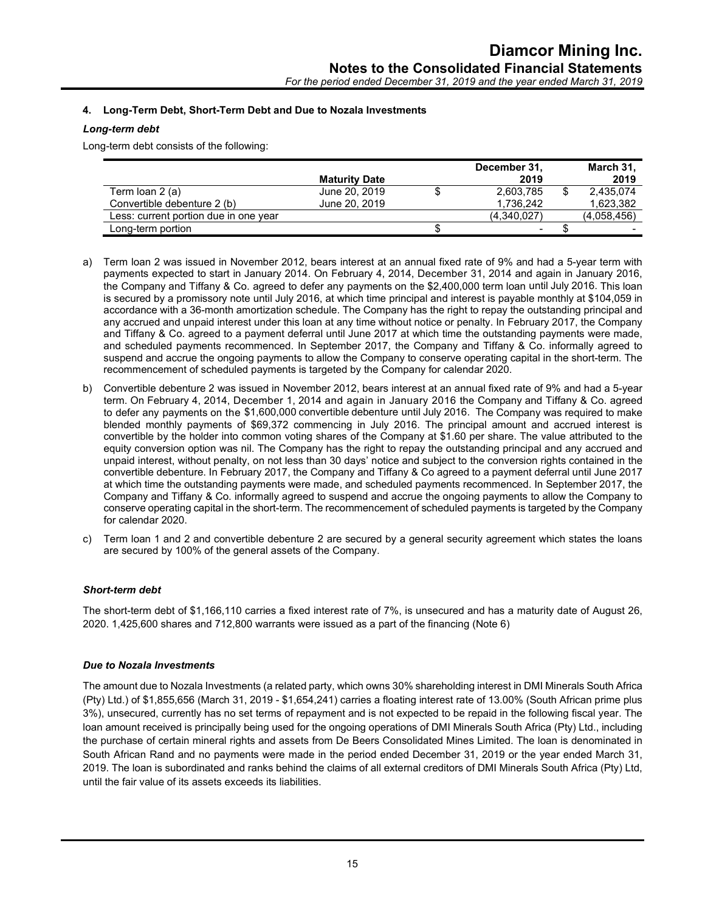## 4. Long-Term Debt, Short-Term Debt and Due to Nozala Investments

### *Long-term debt*

Long-term debt consists of the following:

| | Maturity Date | December 31, 2019 | March 31, 2019 |
|---|---|---|---|
| Term loan 2 (a) | June 20, 2019 | $ 2,603,785 | $ 2,435,074 |
| Convertible debenture 2 (b) | June 20, 2019 | 1,736,242 | 1,623,382 |
| Less: current portion due in one year | | (4,340,027) | (4,058,456) |
| Long-term portion | | $ - | $ - |

a) Term loan 2 was issued in November 2012, bears interest at an annual fixed rate of 9% and had a 5-year term with payments expected to start in January 2014. On February 4, 2014, December 31, 2014 and again in January 2016, the Company and Tiffany & Co. agreed to defer any payments on the $2,400,000 term loan until July 2016. This loan is secured by a promissory note until July 2016, at which time principal and interest is payable monthly at $104,059 in accordance with a 36-month amortization schedule. The Company has the right to repay the outstanding principal and any accrued and unpaid interest under this loan at any time without notice or penalty. In February 2017, the Company and Tiffany & Co. agreed to a payment deferral until June 2017 at which time the outstanding payments were made, and scheduled payments recommenced. In September 2017, the Company and Tiffany & Co. informally agreed to suspend and accrue the ongoing payments to allow the Company to conserve operating capital in the short-term. The recommencement of scheduled payments is targeted by the Company for calendar 2020.

b) Convertible debenture 2 was issued in November 2012, bears interest at an annual fixed rate of 9% and had a 5-year term. On February 4, 2014, December 1, 2014 and again in January 2016 the Company and Tiffany & Co. agreed to defer any payments on the $1,600,000 convertible debenture until July 2016. The Company was required to make blended monthly payments of $69,372 commencing in July 2016. The principal amount and accrued interest is convertible by the holder into common voting shares of the Company at $1.60 per share. The value attributed to the equity conversion option was nil. The Company has the right to repay the outstanding principal and any accrued and unpaid interest, without penalty, on not less than 30 days' notice and subject to the conversion rights contained in the convertible debenture. In February 2017, the Company and Tiffany & Co agreed to a payment deferral until June 2017 at which time the outstanding payments were made, and scheduled payments recommenced. In September 2017, the Company and Tiffany & Co. informally agreed to suspend and accrue the ongoing payments to allow the Company to conserve operating capital in the short-term. The recommencement of scheduled payments is targeted by the Company for calendar 2020.

c) Term loan 1 and 2 and convertible debenture 2 are secured by a general security agreement which states the loans are secured by 100% of the general assets of the Company.

### *Short-term debt*

The short-term debt of $1,166,110 carries a fixed interest rate of 7%, is unsecured and has a maturity date of August 26, 2020. 1,425,600 shares and 712,800 warrants were issued as a part of the financing (Note 6)

### *Due to Nozala Investments*

The amount due to Nozala Investments (a related party, which owns 30% shareholding interest in DMI Minerals South Africa (Pty) Ltd.) of $1,855,656 (March 31, 2019 - $1,654,241) carries a floating interest rate of 13.00% (South African prime plus 3%), unsecured, currently has no set terms of repayment and is not expected to be repaid in the following fiscal year. The loan amount received is principally being used for the ongoing operations of DMI Minerals South Africa (Pty) Ltd., including the purchase of certain mineral rights and assets from De Beers Consolidated Mines Limited. The loan is denominated in South African Rand and no payments were made in the period ended December 31, 2019 or the year ended March 31, 2019. The loan is subordinated and ranks behind the claims of all external creditors of DMI Minerals South Africa (Pty) Ltd, until the fair value of its assets exceeds its liabilities.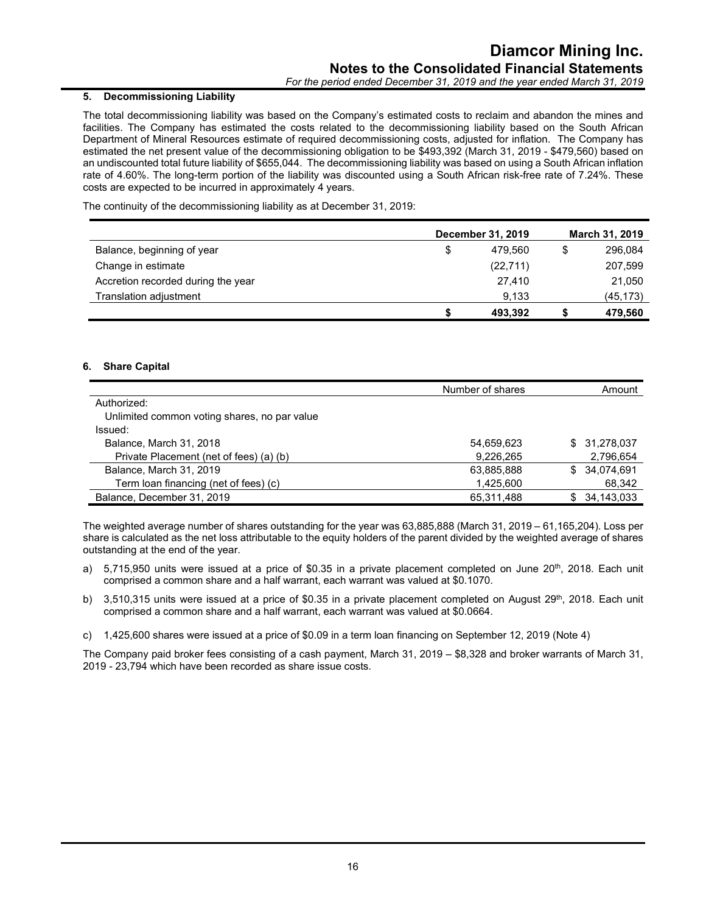### 5. Decommissioning Liability

The total decommissioning liability was based on the Company's estimated costs to reclaim and abandon the mines and facilities. The Company has estimated the costs related to the decommissioning liability based on the South African Department of Mineral Resources estimate of required decommissioning costs, adjusted for inflation. The Company has estimated the net present value of the decommissioning obligation to be $493,392 (March 31, 2019 - $479,560) based on an undiscounted total future liability of $655,044. The decommissioning liability was based on using a South African inflation rate of 4.60%. The long-term portion of the liability was discounted using a South African risk-free rate of 7.24%. These costs are expected to be incurred in approximately 4 years.

The continuity of the decommissioning liability as at December 31, 2019:

| | December 31, 2019 | March 31, 2019 |
|---|---|---|
| Balance, beginning of year | $ 479,560 | $ 296,084 |
| Change in estimate | (22,711) | 207,599 |
| Accretion recorded during the year | 27,410 | 21,050 |
| Translation adjustment | 9,133 | (45,173) |
| | **$ 493,392** | **$ 479,560** |

### 6. Share Capital

| | Number of shares | Amount |
|---|---|---|
| Authorized: | | |
| Unlimited common voting shares, no par value | | |
| Issued: | | |
| Balance, March 31, 2018 | 54,659,623 | $ 31,278,037 |
| Private Placement (net of fees) (a) (b) | 9,226,265 | 2,796,654 |
| Balance, March 31, 2019 | 63,885,888 | $ 34,074,691 |
| Term loan financing (net of fees) (c) | 1,425,600 | 68,342 |
| Balance, December 31, 2019 | 65,311,488 | $ 34,143,033 |

The weighted average number of shares outstanding for the year was 63,885,888 (March 31, 2019 – 61,165,204). Loss per share is calculated as the net loss attributable to the equity holders of the parent divided by the weighted average of shares outstanding at the end of the year.

a) 5,715,950 units were issued at a price of $0.35 in a private placement completed on June 20th, 2018. Each unit comprised a common share and a half warrant, each warrant was valued at $0.1070.

b) 3,510,315 units were issued at a price of $0.35 in a private placement completed on August 29th, 2018. Each unit comprised a common share and a half warrant, each warrant was valued at $0.0664.

c) 1,425,600 shares were issued at a price of $0.09 in a term loan financing on September 12, 2019 (Note 4)

The Company paid broker fees consisting of a cash payment, March 31, 2019 – $8,328 and broker warrants of March 31, 2019 - 23,794 which have been recorded as share issue costs.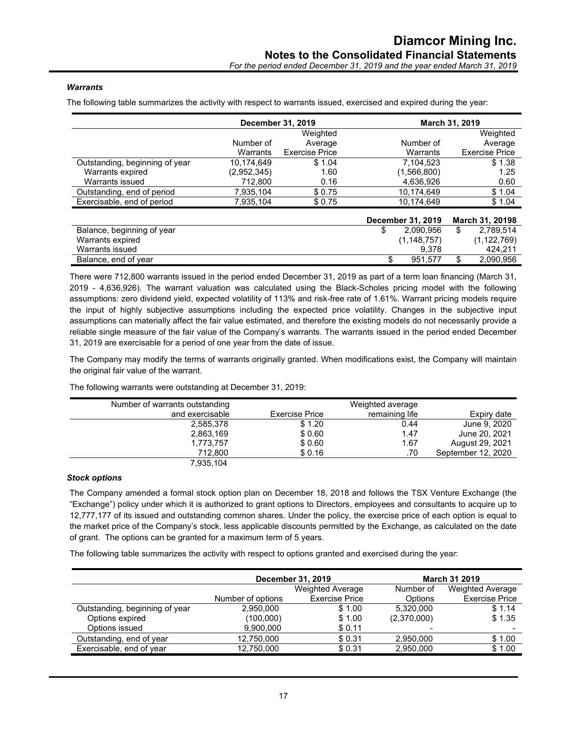### *Warrants*

The following table summarizes the activity with respect to warrants issued, exercised and expired during the year:

| | December 31, 2019 | | March 31, 2019 | |
|---|---|---|---|---|
| | Number of Warrants | Weighted Average Exercise Price | Number of Warrants | Weighted Average Exercise Price |
| Outstanding, beginning of year | 10,174,649 | $ 1.04 | 7,104,523 | $ 1.38 |
| Warrants expired | (2,952,345) | 1.60 | (1,566,800) | 1.25 |
| Warrants issued | 712,800 | 0.16 | 4,636,926 | 0.60 |
| Outstanding, end of period | 7,935,104 | $ 0.75 | 10,174,649 | $ 1.04 |
| Exercisable, end of period | 7,935,104 | $ 0.75 | 10,174,649 | $ 1.04 |

| | December 31, 2019 | March 31, 20198 |
|---|---|---|
| Balance, beginning of year | $ 2,090,956 | $ 2,789,514 |
| Warrants expired | (1,148,757) | (1,122,769) |
| Warrants issued | 9,378 | 424,211 |
| Balance, end of year | $ 951,577 | $ 2,090,956 |

There were 712,800 warrants issued in the period ended December 31, 2019 as part of a term loan financing (March 31, 2019 - 4,636,926). The warrant valuation was calculated using the Black-Scholes pricing model with the following assumptions: zero dividend yield, expected volatility of 113% and risk-free rate of 1.61%. Warrant pricing models require the input of highly subjective assumptions including the expected price volatility. Changes in the subjective input assumptions can materially affect the fair value estimated, and therefore the existing models do not necessarily provide a reliable single measure of the fair value of the Company's warrants. The warrants issued in the period ended December 31, 2019 are exercisable for a period of one year from the date of issue.

The Company may modify the terms of warrants originally granted. When modifications exist, the Company will maintain the original fair value of the warrant.

The following warrants were outstanding at December 31, 2019:

| Number of warrants outstanding and exercisable | Exercise Price | Weighted average remaining life | Expiry date |
|---|---|---|---|
| 2,585,378 | $ 1.20 | 0.44 | June 9, 2020 |
| 2,863,169 | $ 0.60 | 1.47 | June 20, 2021 |
| 1,773,757 | $ 0.60 | 1.67 | August 29, 2021 |
| 712,800 | $ 0.16 | .70 | September 12, 2020 |
| 7,935,104 | | | |

### *Stock options*

The Company amended a formal stock option plan on December 18, 2018 and follows the TSX Venture Exchange (the "Exchange") policy under which it is authorized to grant options to Directors, employees and consultants to acquire up to 12,777,177 of its issued and outstanding common shares. Under the policy, the exercise price of each option is equal to the market price of the Company's stock, less applicable discounts permitted by the Exchange, as calculated on the date of grant. The options can be granted for a maximum term of 5 years.

The following table summarizes the activity with respect to options granted and exercised during the year:

| | December 31, 2019 | | March 31 2019 | |
|---|---|---|---|---|
| | Number of options | Weighted Average Exercise Price | Number of Options | Weighted Average Exercise Price |
| Outstanding, beginning of year | 2,950,000 | $ 1.00 | 5,320,000 | $ 1.14 |
| Options expired | (100,000) | $ 1.00 | (2,370,000) | $ 1.35 |
| Options issued | 9,900,000 | $ 0.11 | - | - |
| Outstanding, end of year | 12,750,000 | $ 0.31 | 2,950,000 | $ 1.00 |
| Exercisable, end of year | 12,750,000 | $ 0.31 | 2,950,000 | $ 1.00 |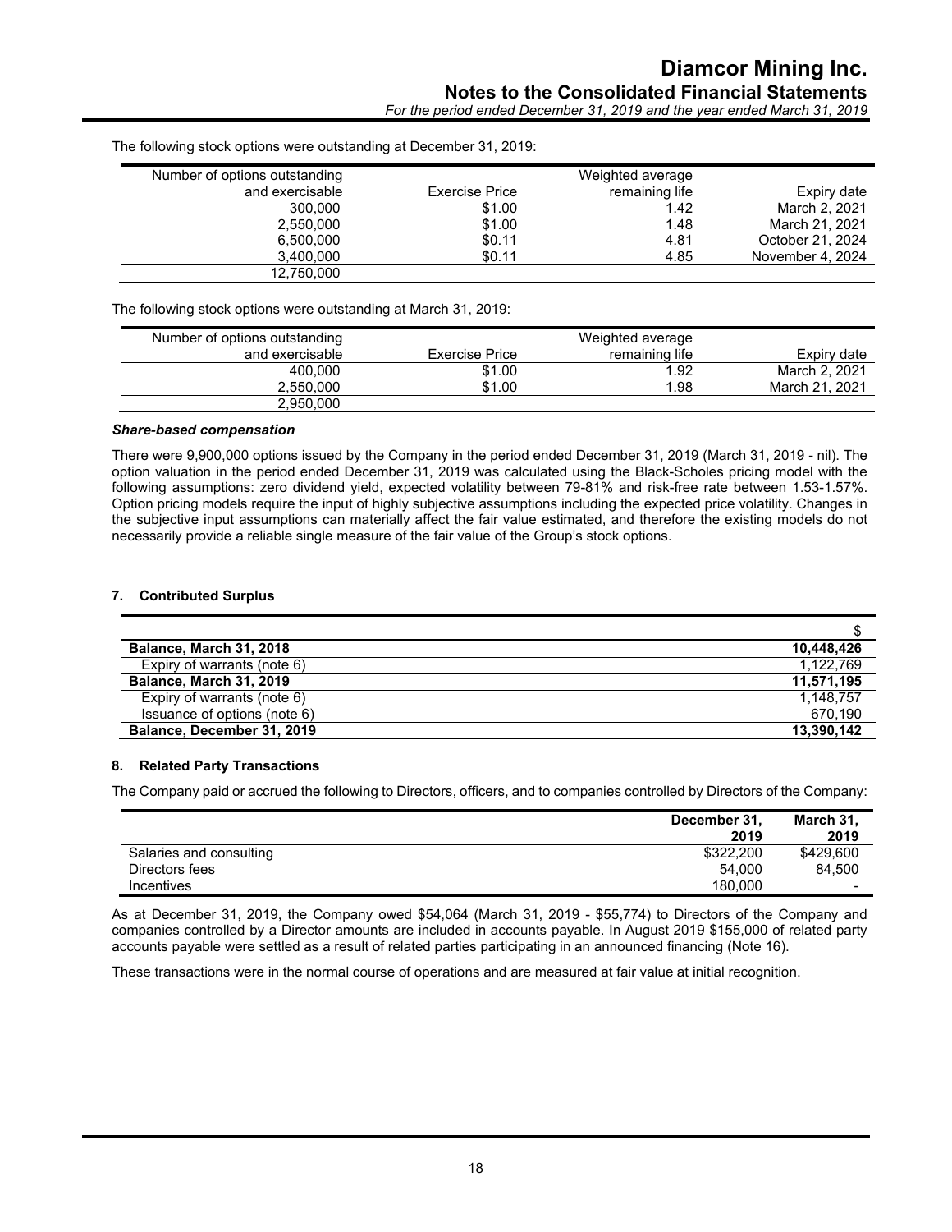The following stock options were outstanding at December 31, 2019:

| Number of options outstanding and exercisable | Exercise Price | Weighted average remaining life | Expiry date |
|---|---|---|---|
| 300,000 | $1.00 | 1.42 | March 2, 2021 |
| 2,550,000 | $1.00 | 1.48 | March 21, 2021 |
| 6,500,000 | $0.11 | 4.81 | October 21, 2024 |
| 3,400,000 | $0.11 | 4.85 | November 4, 2024 |
| 12,750,000 | | | |

The following stock options were outstanding at March 31, 2019:

| Number of options outstanding and exercisable | Exercise Price | Weighted average remaining life | Expiry date |
|---|---|---|---|
| 400,000 | $1.00 | 1.92 | March 2, 2021 |
| 2,550,000 | $1.00 | 1.98 | March 21, 2021 |
| 2,950,000 | | | |

***Share-based compensation***

There were 9,900,000 options issued by the Company in the period ended December 31, 2019 (March 31, 2019 - nil). The option valuation in the period ended December 31, 2019 was calculated using the Black-Scholes pricing model with the following assumptions: zero dividend yield, expected volatility between 79-81% and risk-free rate between 1.53-1.57%. Option pricing models require the input of highly subjective assumptions including the expected price volatility. Changes in the subjective input assumptions can materially affect the fair value estimated, and therefore the existing models do not necessarily provide a reliable single measure of the fair value of the Group's stock options.

## 7. Contributed Surplus

| | $ |
|---|---|
| **Balance, March 31, 2018** | **10,448,426** |
| Expiry of warrants (note 6) | 1,122,769 |
| **Balance, March 31, 2019** | **11,571,195** |
| Expiry of warrants (note 6) | 1,148,757 |
| Issuance of options (note 6) | 670,190 |
| **Balance, December 31, 2019** | **13,390,142** |

## 8. Related Party Transactions

The Company paid or accrued the following to Directors, officers, and to companies controlled by Directors of the Company:

| | **December 31, 2019** | **March 31, 2019** |
|---|---|---|
| Salaries and consulting | $322,200 | $429,600 |
| Directors fees | 54,000 | 84,500 |
| Incentives | 180,000 | - |

As at December 31, 2019, the Company owed $54,064 (March 31, 2019 - $55,774) to Directors of the Company and companies controlled by a Director amounts are included in accounts payable. In August 2019 $155,000 of related party accounts payable were settled as a result of related parties participating in an announced financing (Note 16).

These transactions were in the normal course of operations and are measured at fair value at initial recognition.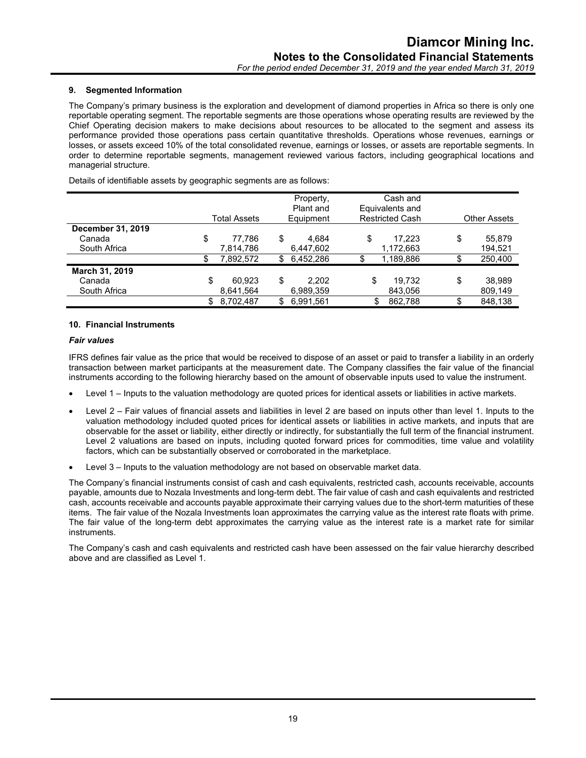## 9. Segmented Information

The Company's primary business is the exploration and development of diamond properties in Africa so there is only one reportable operating segment. The reportable segments are those operations whose operating results are reviewed by the Chief Operating decision makers to make decisions about resources to be allocated to the segment and assess its performance provided those operations pass certain quantitative thresholds. Operations whose revenues, earnings or losses, or assets exceed 10% of the total consolidated revenue, earnings or losses, or assets are reportable segments. In order to determine reportable segments, management reviewed various factors, including geographical locations and managerial structure.

Details of identifiable assets by geographic segments are as follows:

| | Total Assets | Property, Plant and Equipment | Cash and Equivalents and Restricted Cash | Other Assets |
|---|---|---|---|---|
| **December 31, 2019** | | | | |
| Canada | $ 77,786 | $ 4,684 | $ 17,223 | $ 55,879 |
| South Africa | 7,814,786 | 6,447,602 | 1,172,663 | 194,521 |
| | $ 7,892,572 | $ 6,452,286 | $ 1,189,886 | $ 250,400 |
| **March 31, 2019** | | | | |
| Canada | $ 60,923 | $ 2,202 | $ 19,732 | $ 38,989 |
| South Africa | 8,641,564 | 6,989,359 | 843,056 | 809,149 |
| | $ 8,702,487 | $ 6,991,561 | $ 862,788 | $ 848,138 |

## 10. Financial Instruments

### *Fair values*

IFRS defines fair value as the price that would be received to dispose of an asset or paid to transfer a liability in an orderly transaction between market participants at the measurement date. The Company classifies the fair value of the financial instruments according to the following hierarchy based on the amount of observable inputs used to value the instrument.

- Level 1 – Inputs to the valuation methodology are quoted prices for identical assets or liabilities in active markets.
- Level 2 – Fair values of financial assets and liabilities in level 2 are based on inputs other than level 1. Inputs to the valuation methodology included quoted prices for identical assets or liabilities in active markets, and inputs that are observable for the asset or liability, either directly or indirectly, for substantially the full term of the financial instrument. Level 2 valuations are based on inputs, including quoted forward prices for commodities, time value and volatility factors, which can be substantially observed or corroborated in the marketplace.
- Level 3 – Inputs to the valuation methodology are not based on observable market data.

The Company's financial instruments consist of cash and cash equivalents, restricted cash, accounts receivable, accounts payable, amounts due to Nozala Investments and long-term debt. The fair value of cash and cash equivalents and restricted cash, accounts receivable and accounts payable approximate their carrying values due to the short-term maturities of these items. The fair value of the Nozala Investments loan approximates the carrying value as the interest rate floats with prime. The fair value of the long-term debt approximates the carrying value as the interest rate is a market rate for similar instruments.

The Company's cash and cash equivalents and restricted cash have been assessed on the fair value hierarchy described above and are classified as Level 1.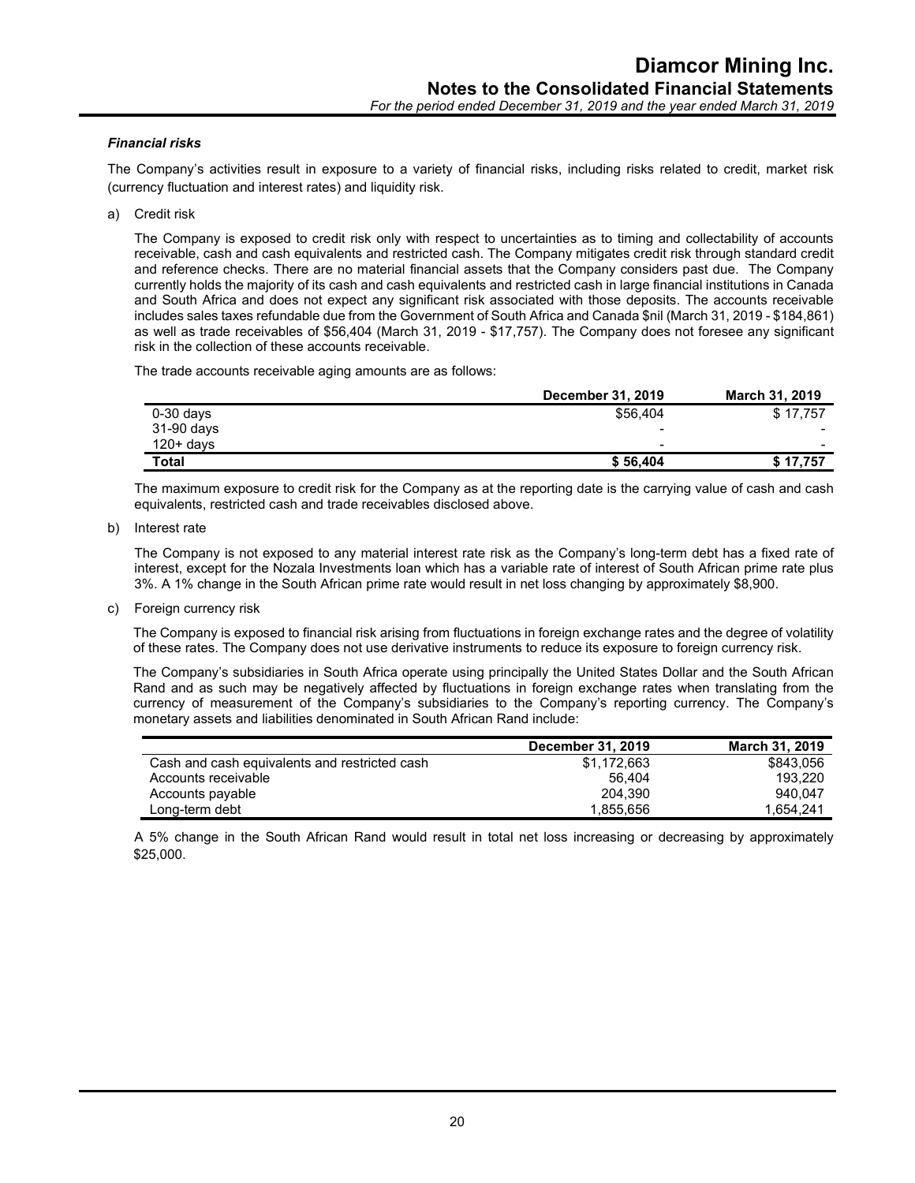### *Financial risks*

The Company's activities result in exposure to a variety of financial risks, including risks related to credit, market risk (currency fluctuation and interest rates) and liquidity risk.

a) Credit risk

The Company is exposed to credit risk only with respect to uncertainties as to timing and collectability of accounts receivable, cash and cash equivalents and restricted cash. The Company mitigates credit risk through standard credit and reference checks. There are no material financial assets that the Company considers past due. The Company currently holds the majority of its cash and cash equivalents and restricted cash in large financial institutions in Canada and South Africa and does not expect any significant risk associated with those deposits. The accounts receivable includes sales taxes refundable due from the Government of South Africa and Canada $nil (March 31, 2019 - $184,861) as well as trade receivables of $56,404 (March 31, 2019 - $17,757). The Company does not foresee any significant risk in the collection of these accounts receivable.

The trade accounts receivable aging amounts are as follows:

| | December 31, 2019 | March 31, 2019 |
|---|---|---|
| 0-30 days | $56,404 | $ 17,757 |
| 31-90 days | - | - |
| 120+ days | - | - |
| **Total** | **$ 56,404** | **$ 17,757** |

The maximum exposure to credit risk for the Company as at the reporting date is the carrying value of cash and cash equivalents, restricted cash and trade receivables disclosed above.

b) Interest rate

The Company is not exposed to any material interest rate risk as the Company's long-term debt has a fixed rate of interest, except for the Nozala Investments loan which has a variable rate of interest of South African prime rate plus 3%. A 1% change in the South African prime rate would result in net loss changing by approximately $8,900.

c) Foreign currency risk

The Company is exposed to financial risk arising from fluctuations in foreign exchange rates and the degree of volatility of these rates. The Company does not use derivative instruments to reduce its exposure to foreign currency risk.

The Company's subsidiaries in South Africa operate using principally the United States Dollar and the South African Rand and as such may be negatively affected by fluctuations in foreign exchange rates when translating from the currency of measurement of the Company's subsidiaries to the Company's reporting currency. The Company's monetary assets and liabilities denominated in South African Rand include:

| | December 31, 2019 | March 31, 2019 |
|---|---|---|
| Cash and cash equivalents and restricted cash | $1,172,663 | $843,056 |
| Accounts receivable | 56,404 | 193,220 |
| Accounts payable | 204,390 | 940,047 |
| Long-term debt | 1,855,656 | 1,654,241 |

A 5% change in the South African Rand would result in total net loss increasing or decreasing by approximately $25,000.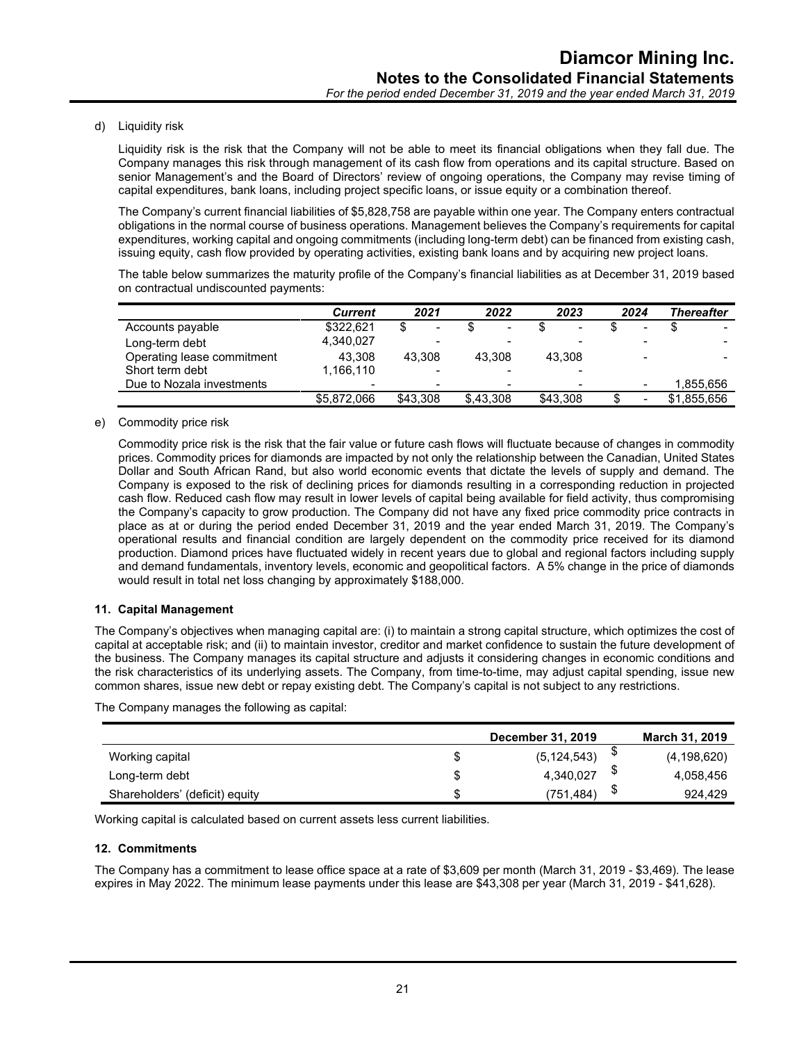d) Liquidity risk

Liquidity risk is the risk that the Company will not be able to meet its financial obligations when they fall due. The Company manages this risk through management of its cash flow from operations and its capital structure. Based on senior Management's and the Board of Directors' review of ongoing operations, the Company may revise timing of capital expenditures, bank loans, including project specific loans, or issue equity or a combination thereof.

The Company's current financial liabilities of $5,828,758 are payable within one year. The Company enters contractual obligations in the normal course of business operations. Management believes the Company's requirements for capital expenditures, working capital and ongoing commitments (including long-term debt) can be financed from existing cash, issuing equity, cash flow provided by operating activities, existing bank loans and by acquiring new project loans.

The table below summarizes the maturity profile of the Company's financial liabilities as at December 31, 2019 based on contractual undiscounted payments:

| | *Current* | *2021* | *2022* | *2023* | *2024* | *Thereafter* |
|---|---|---|---|---|---|---|
| Accounts payable | $322,621 | $ - | $ - | $ - | $ - | $ - |
| Long-term debt | 4,340,027 | - | - | - | - | - |
| Operating lease commitment | 43,308 | 43,308 | 43,308 | 43,308 | - | - |
| Short term debt | 1,166,110 | - | - | - | | |
| Due to Nozala investments | - | - | - | - | - | 1,855,656 |
| | $5,872,066 | $43,308 | $,43,308 | $43,308 | $ - | $1,855,656 |

e) Commodity price risk

Commodity price risk is the risk that the fair value or future cash flows will fluctuate because of changes in commodity prices. Commodity prices for diamonds are impacted by not only the relationship between the Canadian, United States Dollar and South African Rand, but also world economic events that dictate the levels of supply and demand. The Company is exposed to the risk of declining prices for diamonds resulting in a corresponding reduction in projected cash flow. Reduced cash flow may result in lower levels of capital being available for field activity, thus compromising the Company's capacity to grow production. The Company did not have any fixed price commodity price contracts in place as at or during the period ended December 31, 2019 and the year ended March 31, 2019. The Company's operational results and financial condition are largely dependent on the commodity price received for its diamond production. Diamond prices have fluctuated widely in recent years due to global and regional factors including supply and demand fundamentals, inventory levels, economic and geopolitical factors. A 5% change in the price of diamonds would result in total net loss changing by approximately $188,000.

### 11. Capital Management

The Company's objectives when managing capital are: (i) to maintain a strong capital structure, which optimizes the cost of capital at acceptable risk; and (ii) to maintain investor, creditor and market confidence to sustain the future development of the business. The Company manages its capital structure and adjusts it considering changes in economic conditions and the risk characteristics of its underlying assets. The Company, from time-to-time, may adjust capital spending, issue new common shares, issue new debt or repay existing debt. The Company's capital is not subject to any restrictions.

The Company manages the following as capital:

| | | **December 31, 2019** | | **March 31, 2019** |
|---|---|---|---|---|
| Working capital | $ | (5,124,543) | $ | (4,198,620) |
| Long-term debt | $ | 4,340,027 | $ | 4,058,456 |
| Shareholders' (deficit) equity | $ | (751,484) | $ | 924,429 |

Working capital is calculated based on current assets less current liabilities.

### 12. Commitments

The Company has a commitment to lease office space at a rate of $3,609 per month (March 31, 2019 - $3,469). The lease expires in May 2022. The minimum lease payments under this lease are $43,308 per year (March 31, 2019 - $41,628).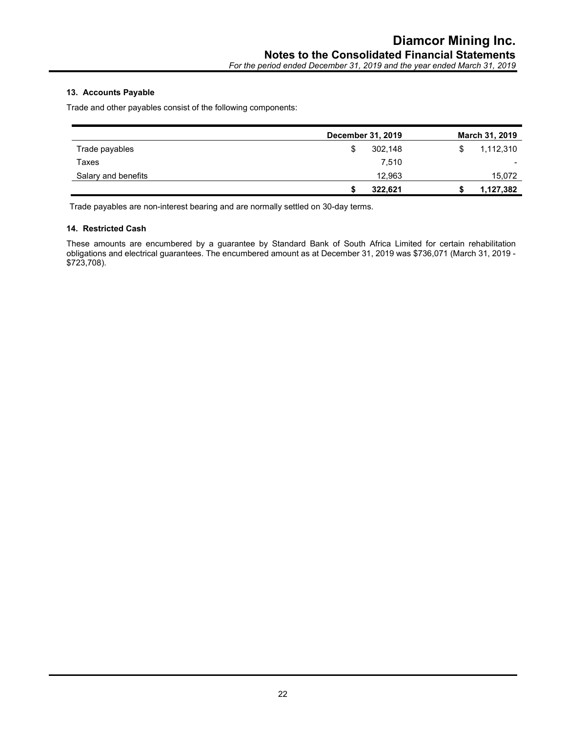### 13. Accounts Payable

Trade and other payables consist of the following components:

| | December 31, 2019 | March 31, 2019 |
|---|---|---|
| Trade payables | $ 302,148 | $ 1,112,310 |
| Taxes | 7,510 | - |
| Salary and benefits | 12,963 | 15,072 |
| | **$ 322,621** | **$ 1,127,382** |

Trade payables are non-interest bearing and are normally settled on 30-day terms.

### 14. Restricted Cash

These amounts are encumbered by a guarantee by Standard Bank of South Africa Limited for certain rehabilitation obligations and electrical guarantees. The encumbered amount as at December 31, 2019 was $736,071 (March 31, 2019 - $723,708).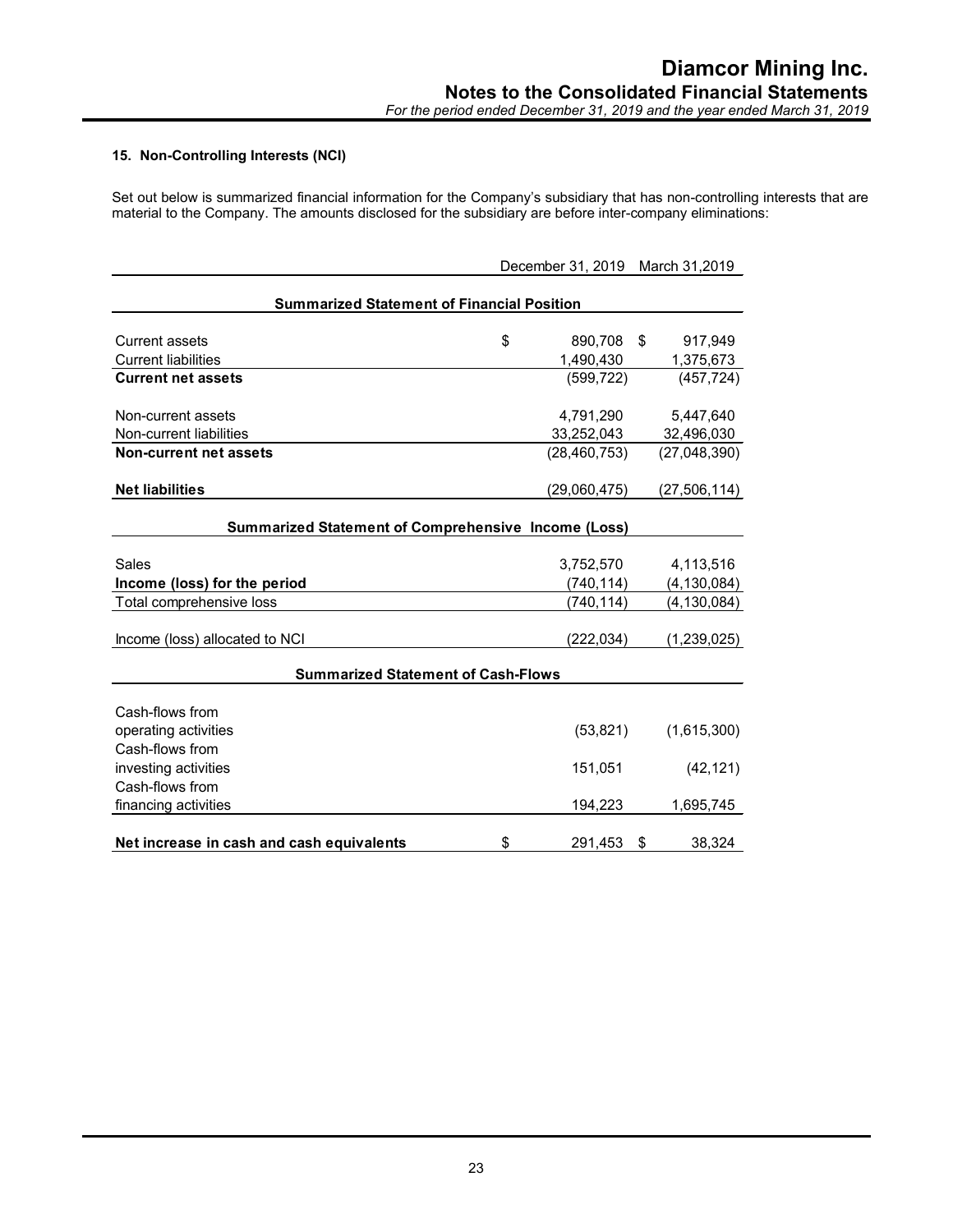### 15. Non-Controlling Interests (NCI)

Set out below is summarized financial information for the Company's subsidiary that has non-controlling interests that are material to the Company. The amounts disclosed for the subsidiary are before inter-company eliminations:

| | December 31, 2019 | March 31,2019 |
|---|---|---|
| **Summarized Statement of Financial Position** | | |
| Current assets | $ 890,708 | $ 917,949 |
| Current liabilities | 1,490,430 | 1,375,673 |
| **Current net assets** | (599,722) | (457,724) |
| Non-current assets | 4,791,290 | 5,447,640 |
| Non-current liabilities | 33,252,043 | 32,496,030 |
| **Non-current net assets** | (28,460,753) | (27,048,390) |
| **Net liabilities** | (29,060,475) | (27,506,114) |
| **Summarized Statement of Comprehensive Income (Loss)** | | |
| Sales | 3,752,570 | 4,113,516 |
| **Income (loss) for the period** | (740,114) | (4,130,084) |
| Total comprehensive loss | (740,114) | (4,130,084) |
| Income (loss) allocated to NCI | (222,034) | (1,239,025) |
| **Summarized Statement of Cash-Flows** | | |
| Cash-flows from operating activities | (53,821) | (1,615,300) |
| Cash-flows from investing activities | 151,051 | (42,121) |
| Cash-flows from financing activities | 194,223 | 1,695,745 |
| **Net increase in cash and cash equivalents** | $ 291,453 | $ 38,324 |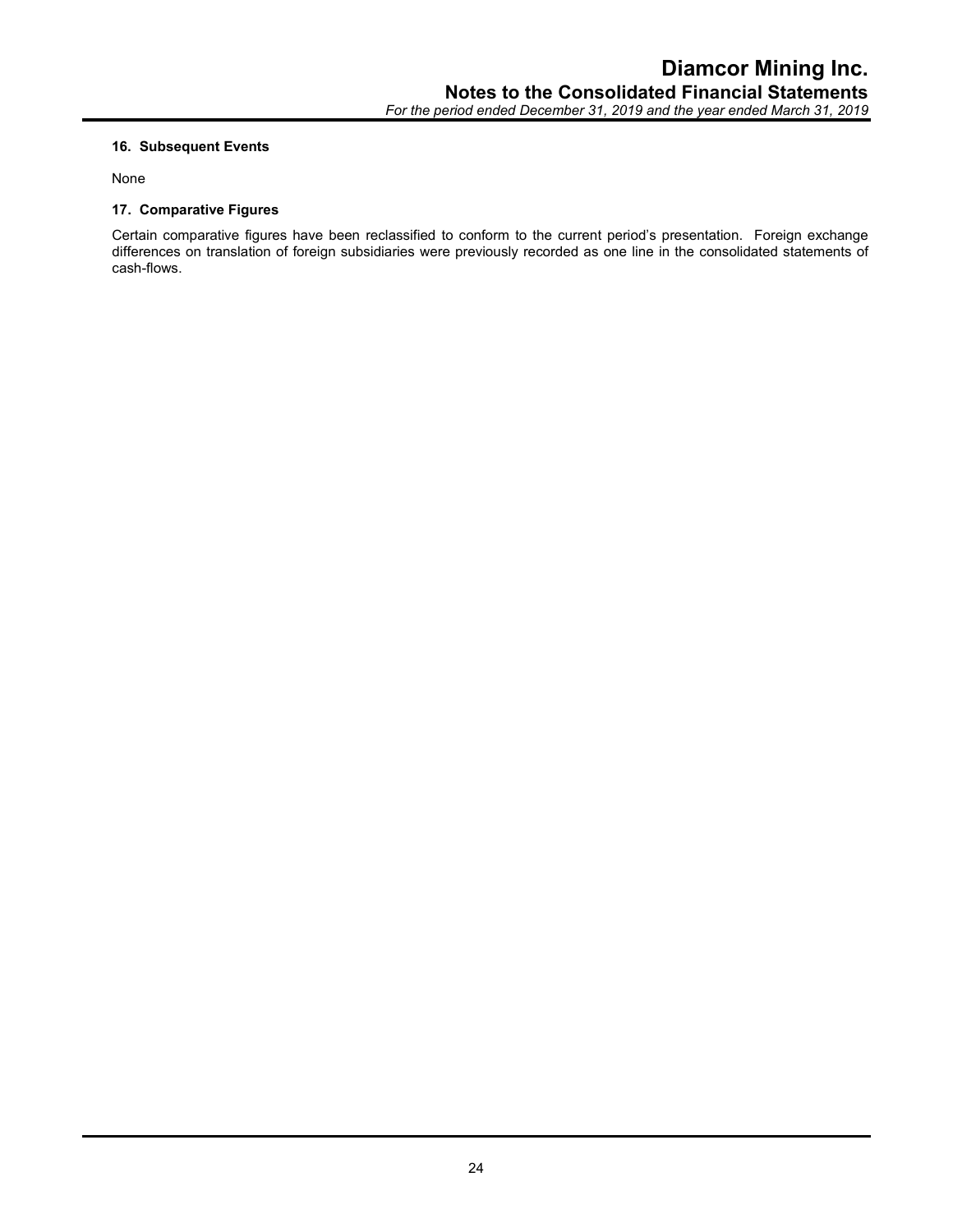#### 16. Subsequent Events

None

#### 17. Comparative Figures

Certain comparative figures have been reclassified to conform to the current period's presentation. Foreign exchange differences on translation of foreign subsidiaries were previously recorded as one line in the consolidated statements of cash-flows.